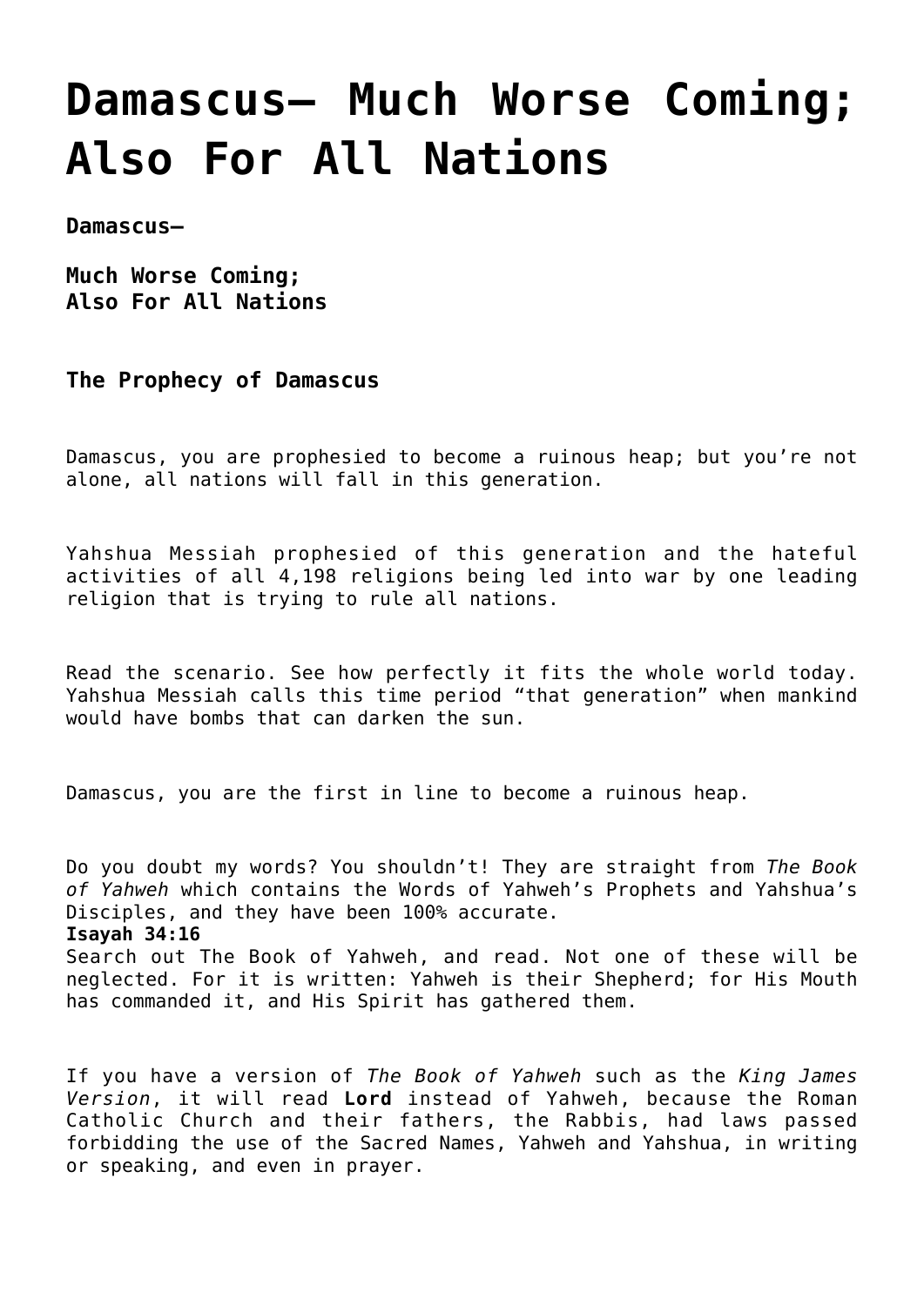# Damascus– Much Worse Coming; Also For All Nations

**Damascus–**

**Much Worse Coming;**
**Also For All Nations**

**The Prophecy of Damascus**

Damascus, you are prophesied to become a ruinous heap; but you're not alone, all nations will fall in this generation.

Yahshua Messiah prophesied of this generation and the hateful activities of all 4,198 religions being led into war by one leading religion that is trying to rule all nations.

Read the scenario. See how perfectly it fits the whole world today. Yahshua Messiah calls this time period "that generation" when mankind would have bombs that can darken the sun.

Damascus, you are the first in line to become a ruinous heap.

Do you doubt my words? You shouldn't! They are straight from *The Book of Yahweh* which contains the Words of Yahweh's Prophets and Yahshua's Disciples, and they have been 100% accurate.

**Isayah 34:16**
Search out The Book of Yahweh, and read. Not one of these will be neglected. For it is written: Yahweh is their Shepherd; for His Mouth has commanded it, and His Spirit has gathered them.

If you have a version of *The Book of Yahweh* such as the *King James Version*, it will read **Lord** instead of Yahweh, because the Roman Catholic Church and their fathers, the Rabbis, had laws passed forbidding the use of the Sacred Names, Yahweh and Yahshua, in writing or speaking, and even in prayer.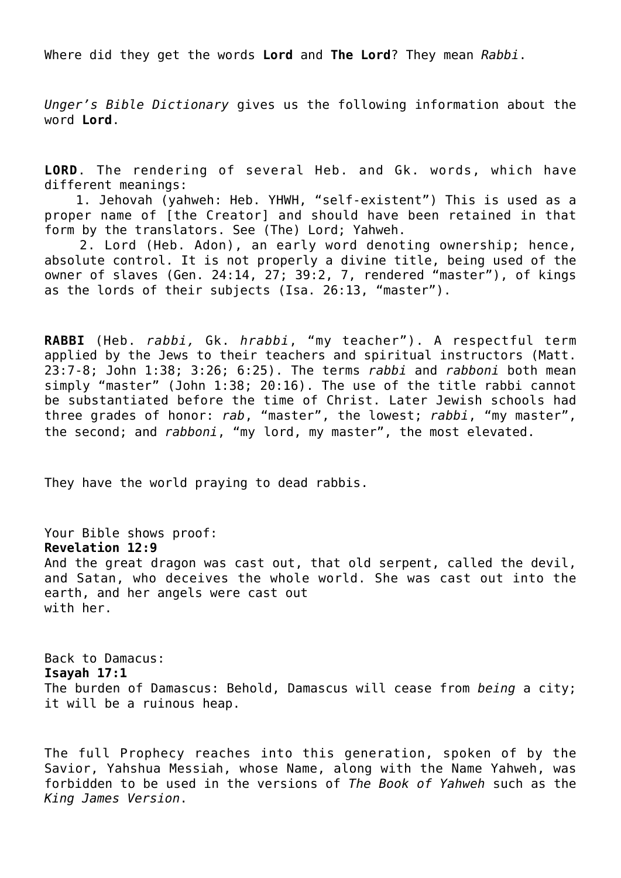Where did they get the words **Lord** and **The Lord**? They mean *Rabbi*.

*Unger's Bible Dictionary* gives us the following information about the word **Lord**.

**LORD**. The rendering of several Heb. and Gk. words, which have different meanings:

1. Jehovah (yahweh: Heb. YHWH, "self-existent") This is used as a proper name of [the Creator] and should have been retained in that form by the translators. See (The) Lord; Yahweh.

2. Lord (Heb. Adon), an early word denoting ownership; hence, absolute control. It is not properly a divine title, being used of the owner of slaves (Gen. 24:14, 27; 39:2, 7, rendered "master"), of kings as the lords of their subjects (Isa. 26:13, "master").

**RABBI** (Heb. *rabbi,* Gk. *hrabbi*, "my teacher"). A respectful term applied by the Jews to their teachers and spiritual instructors (Matt. 23:7-8; John 1:38; 3:26; 6:25). The terms *rabbi* and *rabboni* both mean simply "master" (John 1:38; 20:16). The use of the title rabbi cannot be substantiated before the time of Christ. Later Jewish schools had three grades of honor: *rab*, "master", the lowest; *rabbi*, "my master", the second; and *rabboni*, "my lord, my master", the most elevated.

They have the world praying to dead rabbis.

Your Bible shows proof:
**Revelation 12:9**
And the great dragon was cast out, that old serpent, called the devil, and Satan, who deceives the whole world. She was cast out into the earth, and her angels were cast out with her.

Back to Damacus:
**Isayah 17:1**
The burden of Damascus: Behold, Damascus will cease from *being* a city; it will be a ruinous heap.

The full Prophecy reaches into this generation, spoken of by the Savior, Yahshua Messiah, whose Name, along with the Name Yahweh, was forbidden to be used in the versions of *The Book of Yahweh* such as the *King James Version*.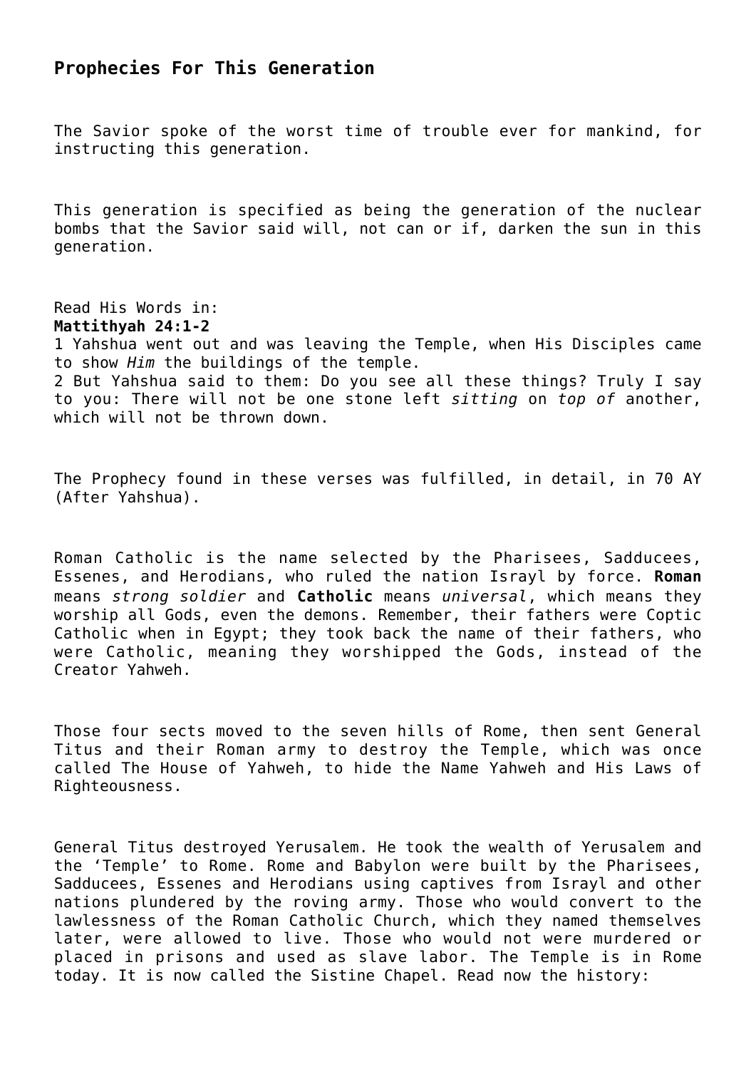## Prophecies For This Generation

The Savior spoke of the worst time of trouble ever for mankind, for instructing this generation.

This generation is specified as being the generation of the nuclear bombs that the Savior said will, not can or if, darken the sun in this generation.

Read His Words in:
**Mattithyah 24:1-2**
1 Yahshua went out and was leaving the Temple, when His Disciples came to show *Him* the buildings of the temple.
2 But Yahshua said to them: Do you see all these things? Truly I say to you: There will not be one stone left *sitting* on *top of* another, which will not be thrown down.

The Prophecy found in these verses was fulfilled, in detail, in 70 AY (After Yahshua).

Roman Catholic is the name selected by the Pharisees, Sadducees, Essenes, and Herodians, who ruled the nation Israyl by force. **Roman** means *strong soldier* and **Catholic** means *universal*, which means they worship all Gods, even the demons. Remember, their fathers were Coptic Catholic when in Egypt; they took back the name of their fathers, who were Catholic, meaning they worshipped the Gods, instead of the Creator Yahweh.

Those four sects moved to the seven hills of Rome, then sent General Titus and their Roman army to destroy the Temple, which was once called The House of Yahweh, to hide the Name Yahweh and His Laws of Righteousness.

General Titus destroyed Yerusalem. He took the wealth of Yerusalem and the 'Temple' to Rome. Rome and Babylon were built by the Pharisees, Sadducees, Essenes and Herodians using captives from Israyl and other nations plundered by the roving army. Those who would convert to the lawlessness of the Roman Catholic Church, which they named themselves later, were allowed to live. Those who would not were murdered or placed in prisons and used as slave labor. The Temple is in Rome today. It is now called the Sistine Chapel. Read now the history: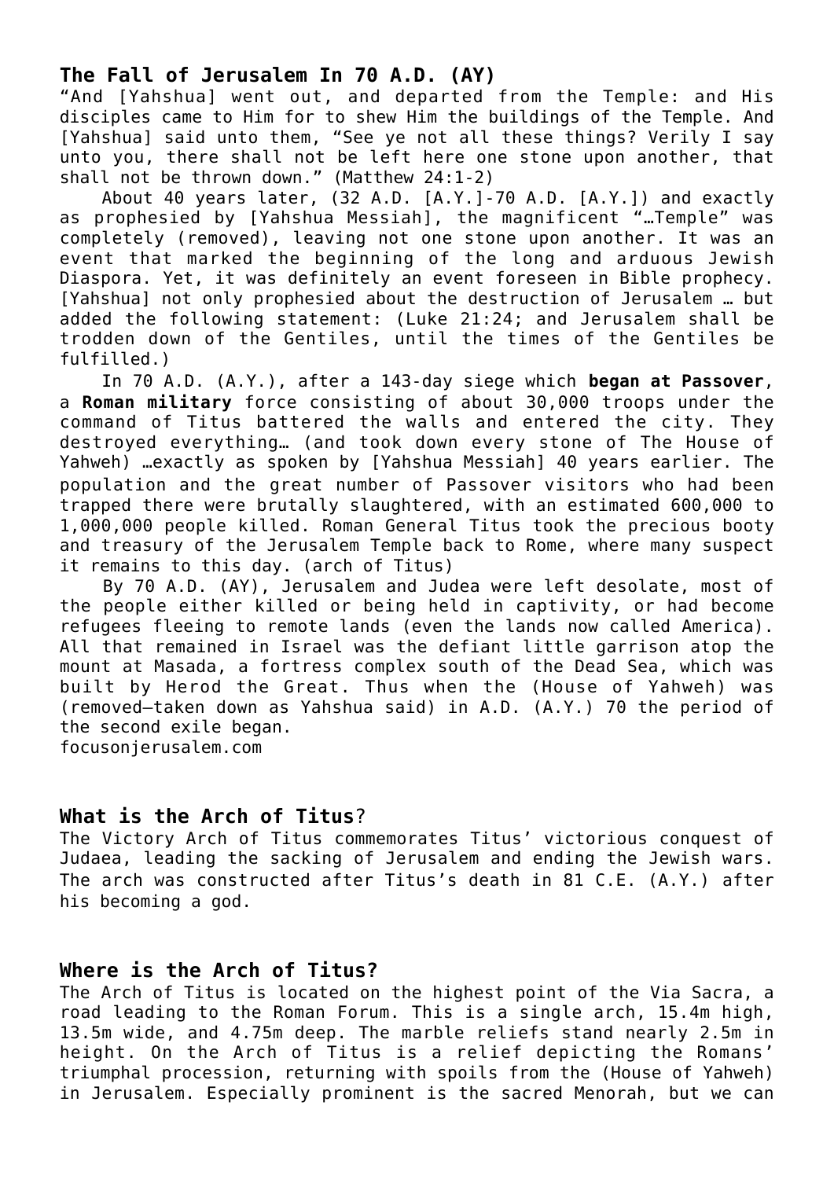## The Fall of Jerusalem In 70 A.D. (AY)

"And [Yahshua] went out, and departed from the Temple: and His disciples came to Him for to shew Him the buildings of the Temple. And [Yahshua] said unto them, "See ye not all these things? Verily I say unto you, there shall not be left here one stone upon another, that shall not be thrown down." (Matthew 24:1-2)

About 40 years later, (32 A.D. [A.Y.]-70 A.D. [A.Y.]) and exactly as prophesied by [Yahshua Messiah], the magnificent "…Temple" was completely (removed), leaving not one stone upon another. It was an event that marked the beginning of the long and arduous Jewish Diaspora. Yet, it was definitely an event foreseen in Bible prophecy. [Yahshua] not only prophesied about the destruction of Jerusalem … but added the following statement: (Luke 21:24; and Jerusalem shall be trodden down of the Gentiles, until the times of the Gentiles be fulfilled.)

In 70 A.D. (A.Y.), after a 143-day siege which **began at Passover**, a **Roman military** force consisting of about 30,000 troops under the command of Titus battered the walls and entered the city. They destroyed everything… (and took down every stone of The House of Yahweh) …exactly as spoken by [Yahshua Messiah] 40 years earlier. The population and the great number of Passover visitors who had been trapped there were brutally slaughtered, with an estimated 600,000 to 1,000,000 people killed. Roman General Titus took the precious booty and treasury of the Jerusalem Temple back to Rome, where many suspect it remains to this day. (arch of Titus)

By 70 A.D. (AY), Jerusalem and Judea were left desolate, most of the people either killed or being held in captivity, or had become refugees fleeing to remote lands (even the lands now called America). All that remained in Israel was the defiant little garrison atop the mount at Masada, a fortress complex south of the Dead Sea, which was built by Herod the Great. Thus when the (House of Yahweh) was (removed—taken down as Yahshua said) in A.D. (A.Y.) 70 the period of the second exile began.

focusonjerusalem.com

## What is the Arch of Titus?

The Victory Arch of Titus commemorates Titus' victorious conquest of Judaea, leading the sacking of Jerusalem and ending the Jewish wars. The arch was constructed after Titus's death in 81 C.E. (A.Y.) after his becoming a god.

## Where is the Arch of Titus?

The Arch of Titus is located on the highest point of the Via Sacra, a road leading to the Roman Forum. This is a single arch, 15.4m high, 13.5m wide, and 4.75m deep. The marble reliefs stand nearly 2.5m in height. On the Arch of Titus is a relief depicting the Romans' triumphal procession, returning with spoils from the (House of Yahweh) in Jerusalem. Especially prominent is the sacred Menorah, but we can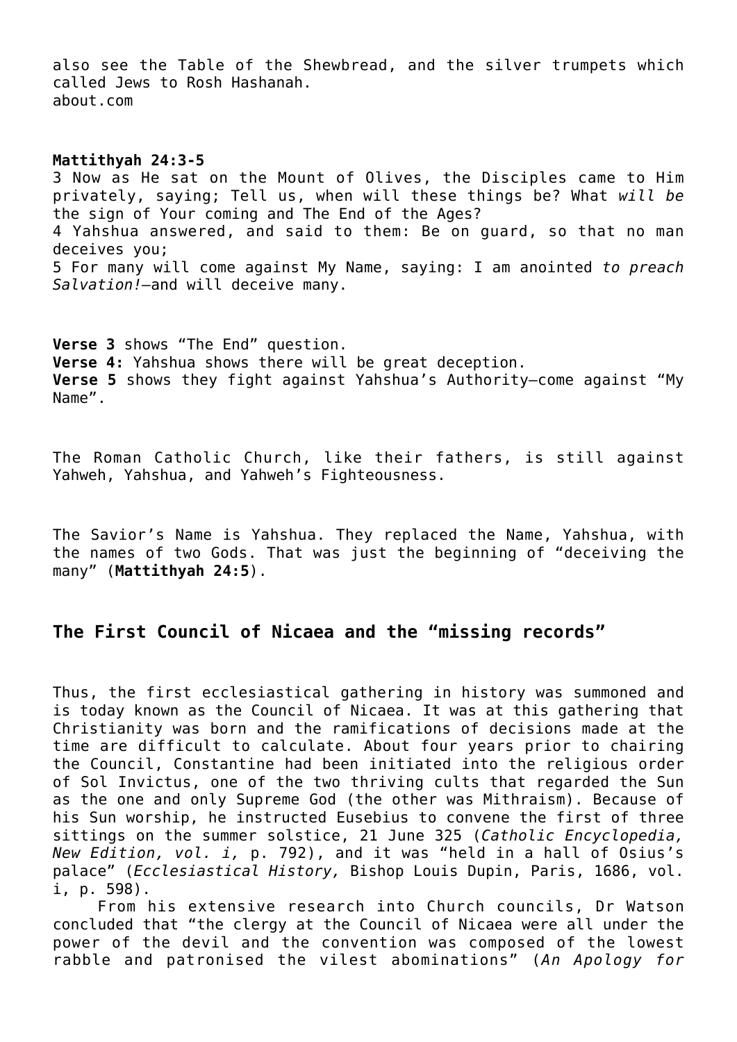also see the Table of the Shewbread, and the silver trumpets which called Jews to Rosh Hashanah.
about.com

**Mattithyah 24:3-5**
3 Now as He sat on the Mount of Olives, the Disciples came to Him privately, saying; Tell us, when will these things be? What *will be* the sign of Your coming and The End of the Ages?
4 Yahshua answered, and said to them: Be on guard, so that no man deceives you;
5 For many will come against My Name, saying: I am anointed *to preach Salvation!*—and will deceive many.

**Verse 3** shows "The End" question.
**Verse 4:** Yahshua shows there will be great deception.
**Verse 5** shows they fight against Yahshua's Authority—come against "My Name".

The Roman Catholic Church, like their fathers, is still against Yahweh, Yahshua, and Yahweh's Fighteousness.

The Savior's Name is Yahshua. They replaced the Name, Yahshua, with the names of two Gods. That was just the beginning of "deceiving the many" (**Mattithyah 24:5**).

## The First Council of Nicaea and the "missing records"

Thus, the first ecclesiastical gathering in history was summoned and is today known as the Council of Nicaea. It was at this gathering that Christianity was born and the ramifications of decisions made at the time are difficult to calculate. About four years prior to chairing the Council, Constantine had been initiated into the religious order of Sol Invictus, one of the two thriving cults that regarded the Sun as the one and only Supreme God (the other was Mithraism). Because of his Sun worship, he instructed Eusebius to convene the first of three sittings on the summer solstice, 21 June 325 (*Catholic Encyclopedia, New Edition, vol. i,* p. 792), and it was "held in a hall of Osius's palace" (*Ecclesiastical History,* Bishop Louis Dupin, Paris, 1686, vol. i, p. 598).

From his extensive research into Church councils, Dr Watson concluded that "the clergy at the Council of Nicaea were all under the power of the devil and the convention was composed of the lowest rabble and patronised the vilest abominations" (*An Apology for*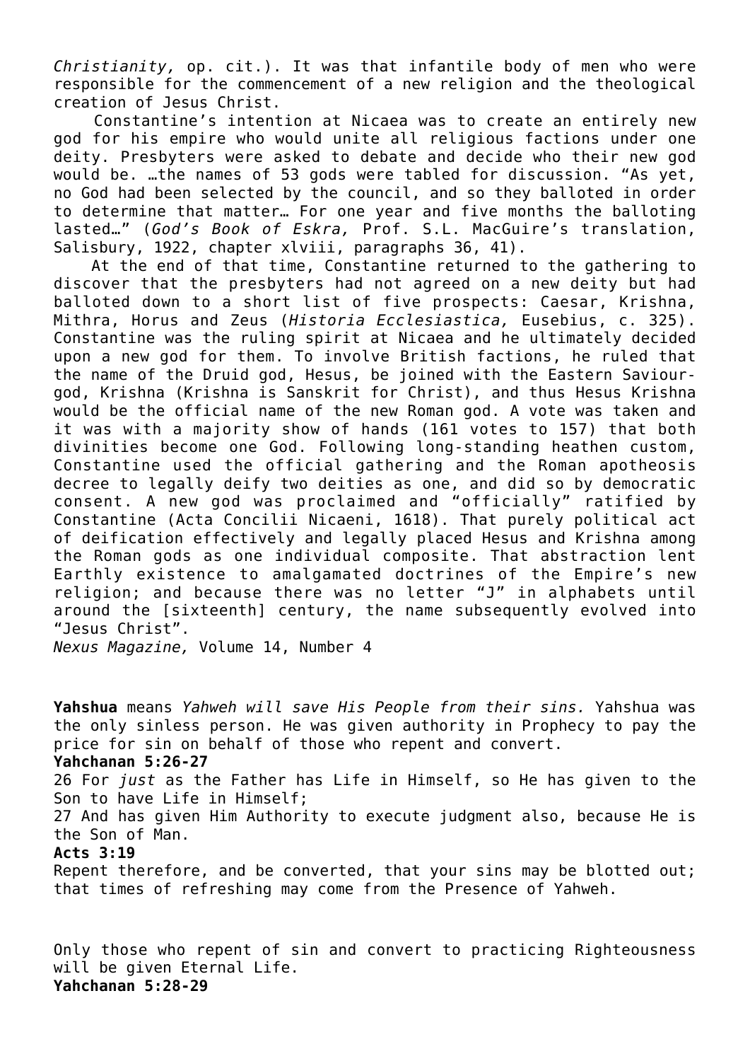*Christianity,* op. cit.). It was that infantile body of men who were responsible for the commencement of a new religion and the theological creation of Jesus Christ.

Constantine's intention at Nicaea was to create an entirely new god for his empire who would unite all religious factions under one deity. Presbyters were asked to debate and decide who their new god would be. …the names of 53 gods were tabled for discussion. "As yet, no God had been selected by the council, and so they balloted in order to determine that matter… For one year and five months the balloting lasted…" (*God's Book of Eskra,* Prof. S.L. MacGuire's translation, Salisbury, 1922, chapter xlviii, paragraphs 36, 41).

At the end of that time, Constantine returned to the gathering to discover that the presbyters had not agreed on a new deity but had balloted down to a short list of five prospects: Caesar, Krishna, Mithra, Horus and Zeus (*Historia Ecclesiastica,* Eusebius, c. 325). Constantine was the ruling spirit at Nicaea and he ultimately decided upon a new god for them. To involve British factions, he ruled that the name of the Druid god, Hesus, be joined with the Eastern Saviour-god, Krishna (Krishna is Sanskrit for Christ), and thus Hesus Krishna would be the official name of the new Roman god. A vote was taken and it was with a majority show of hands (161 votes to 157) that both divinities become one God. Following long-standing heathen custom, Constantine used the official gathering and the Roman apotheosis decree to legally deify two deities as one, and did so by democratic consent. A new god was proclaimed and "officially" ratified by Constantine (Acta Concilii Nicaeni, 1618). That purely political act of deification effectively and legally placed Hesus and Krishna among the Roman gods as one individual composite. That abstraction lent Earthly existence to amalgamated doctrines of the Empire's new religion; and because there was no letter "J" in alphabets until around the [sixteenth] century, the name subsequently evolved into "Jesus Christ".

*Nexus Magazine,* Volume 14, Number 4

**Yahshua** means *Yahweh will save His People from their sins.* Yahshua was the only sinless person. He was given authority in Prophecy to pay the price for sin on behalf of those who repent and convert.

**Yahchanan 5:26-27**

26 For *just* as the Father has Life in Himself, so He has given to the Son to have Life in Himself;

27 And has given Him Authority to execute judgment also, because He is the Son of Man.

**Acts 3:19**

Repent therefore, and be converted, that your sins may be blotted out; that times of refreshing may come from the Presence of Yahweh.

Only those who repent of sin and convert to practicing Righteousness will be given Eternal Life.

**Yahchanan 5:28-29**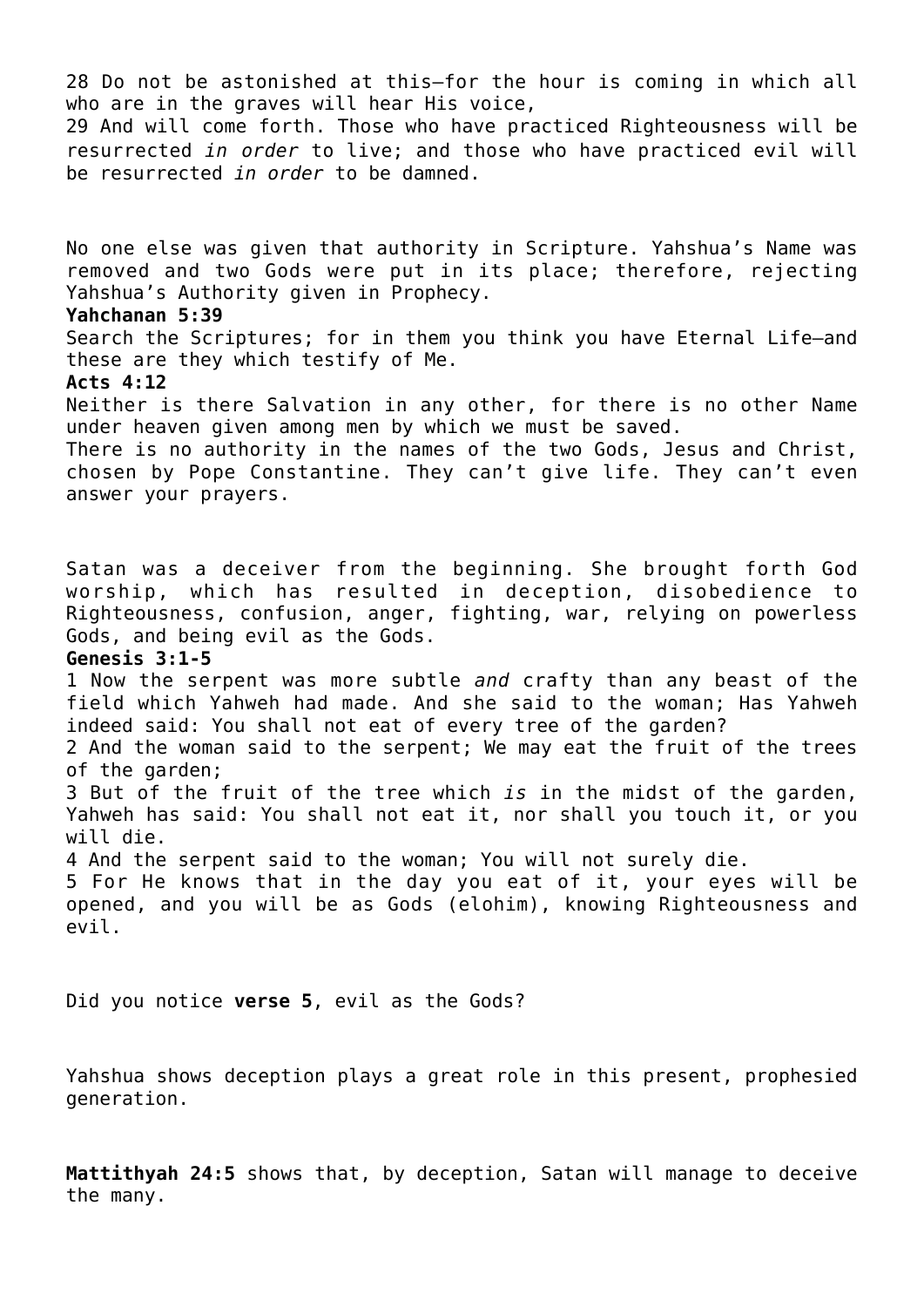28 Do not be astonished at this—for the hour is coming in which all who are in the graves will hear His voice,
29 And will come forth. Those who have practiced Righteousness will be resurrected *in order* to live; and those who have practiced evil will be resurrected *in order* to be damned.

No one else was given that authority in Scripture. Yahshua's Name was removed and two Gods were put in its place; therefore, rejecting Yahshua's Authority given in Prophecy.

**Yahchanan 5:39**
Search the Scriptures; for in them you think you have Eternal Life—and these are they which testify of Me.

**Acts 4:12**
Neither is there Salvation in any other, for there is no other Name under heaven given among men by which we must be saved.
There is no authority in the names of the two Gods, Jesus and Christ, chosen by Pope Constantine. They can't give life. They can't even answer your prayers.

Satan was a deceiver from the beginning. She brought forth God worship, which has resulted in deception, disobedience to Righteousness, confusion, anger, fighting, war, relying on powerless Gods, and being evil as the Gods.

**Genesis 3:1-5**
1 Now the serpent was more subtle *and* crafty than any beast of the field which Yahweh had made. And she said to the woman; Has Yahweh indeed said: You shall not eat of every tree of the garden?
2 And the woman said to the serpent; We may eat the fruit of the trees of the garden;
3 But of the fruit of the tree which *is* in the midst of the garden, Yahweh has said: You shall not eat it, nor shall you touch it, or you will die.
4 And the serpent said to the woman; You will not surely die.
5 For He knows that in the day you eat of it, your eyes will be opened, and you will be as Gods (elohim), knowing Righteousness and evil.

Did you notice **verse 5**, evil as the Gods?

Yahshua shows deception plays a great role in this present, prophesied generation.

**Mattithyah 24:5** shows that, by deception, Satan will manage to deceive the many.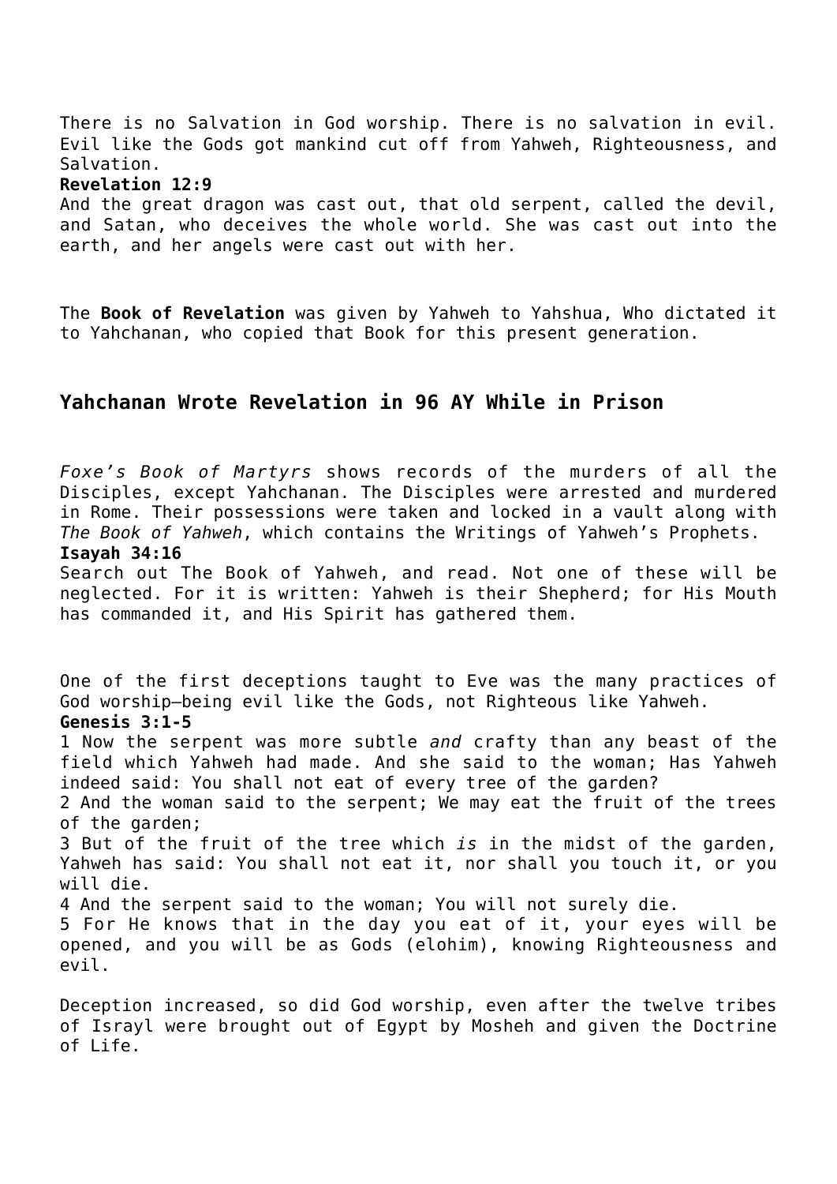There is no Salvation in God worship. There is no salvation in evil. Evil like the Gods got mankind cut off from Yahweh, Righteousness, and Salvation.

**Revelation 12:9**
And the great dragon was cast out, that old serpent, called the devil, and Satan, who deceives the whole world. She was cast out into the earth, and her angels were cast out with her.

The **Book of Revelation** was given by Yahweh to Yahshua, Who dictated it to Yahchanan, who copied that Book for this present generation.

## Yahchanan Wrote Revelation in 96 AY While in Prison

*Foxe's Book of Martyrs* shows records of the murders of all the Disciples, except Yahchanan. The Disciples were arrested and murdered in Rome. Their possessions were taken and locked in a vault along with *The Book of Yahweh*, which contains the Writings of Yahweh's Prophets.

**Isayah 34:16**
Search out The Book of Yahweh, and read. Not one of these will be neglected. For it is written: Yahweh is their Shepherd; for His Mouth has commanded it, and His Spirit has gathered them.

One of the first deceptions taught to Eve was the many practices of God worship—being evil like the Gods, not Righteous like Yahweh.

**Genesis 3:1-5**
1 Now the serpent was more subtle *and* crafty than any beast of the field which Yahweh had made. And she said to the woman; Has Yahweh indeed said: You shall not eat of every tree of the garden?
2 And the woman said to the serpent; We may eat the fruit of the trees of the garden;
3 But of the fruit of the tree which *is* in the midst of the garden, Yahweh has said: You shall not eat it, nor shall you touch it, or you will die.
4 And the serpent said to the woman; You will not surely die.
5 For He knows that in the day you eat of it, your eyes will be opened, and you will be as Gods (elohim), knowing Righteousness and evil.

Deception increased, so did God worship, even after the twelve tribes of Israyl were brought out of Egypt by Mosheh and given the Doctrine of Life.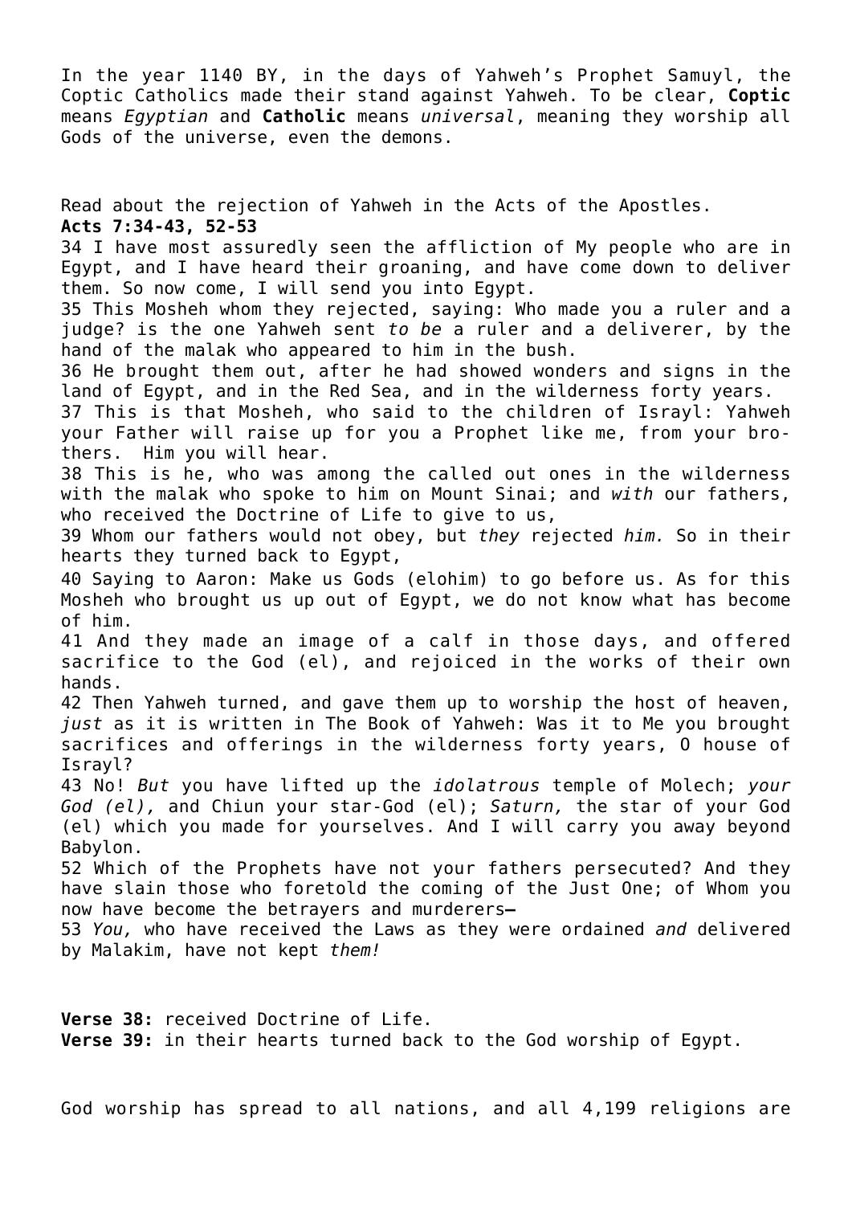In the year 1140 BY, in the days of Yahweh's Prophet Samuyl, the Coptic Catholics made their stand against Yahweh. To be clear, **Coptic** means *Egyptian* and **Catholic** means *universal*, meaning they worship all Gods of the universe, even the demons.

Read about the rejection of Yahweh in the Acts of the Apostles.

**Acts 7:34-43, 52-53**

34 I have most assuredly seen the affliction of My people who are in Egypt, and I have heard their groaning, and have come down to deliver them. So now come, I will send you into Egypt.

35 This Mosheh whom they rejected, saying: Who made you a ruler and a judge? is the one Yahweh sent *to be* a ruler and a deliverer, by the hand of the malak who appeared to him in the bush.

36 He brought them out, after he had showed wonders and signs in the land of Egypt, and in the Red Sea, and in the wilderness forty years.

37 This is that Mosheh, who said to the children of Israyl: Yahweh your Father will raise up for you a Prophet like me, from your brothers. Him you will hear.

38 This is he, who was among the called out ones in the wilderness with the malak who spoke to him on Mount Sinai; and *with* our fathers, who received the Doctrine of Life to give to us,

39 Whom our fathers would not obey, but *they* rejected *him.* So in their hearts they turned back to Egypt,

40 Saying to Aaron: Make us Gods (elohim) to go before us. As for this Mosheh who brought us up out of Egypt, we do not know what has become of him.

41 And they made an image of a calf in those days, and offered sacrifice to the God (el), and rejoiced in the works of their own hands.

42 Then Yahweh turned, and gave them up to worship the host of heaven, *just* as it is written in The Book of Yahweh: Was it to Me you brought sacrifices and offerings in the wilderness forty years, O house of Israyl?

43 No! *But* you have lifted up the *idolatrous* temple of Molech; *your God (el),* and Chiun your star-God (el); *Saturn,* the star of your God (el) which you made for yourselves. And I will carry you away beyond Babylon.

52 Which of the Prophets have not your fathers persecuted? And they have slain those who foretold the coming of the Just One; of Whom you now have become the betrayers and murderers—

53 *You,* who have received the Laws as they were ordained *and* delivered by Malakim, have not kept *them!*

**Verse 38:** received Doctrine of Life.
**Verse 39:** in their hearts turned back to the God worship of Egypt.

God worship has spread to all nations, and all 4,199 religions are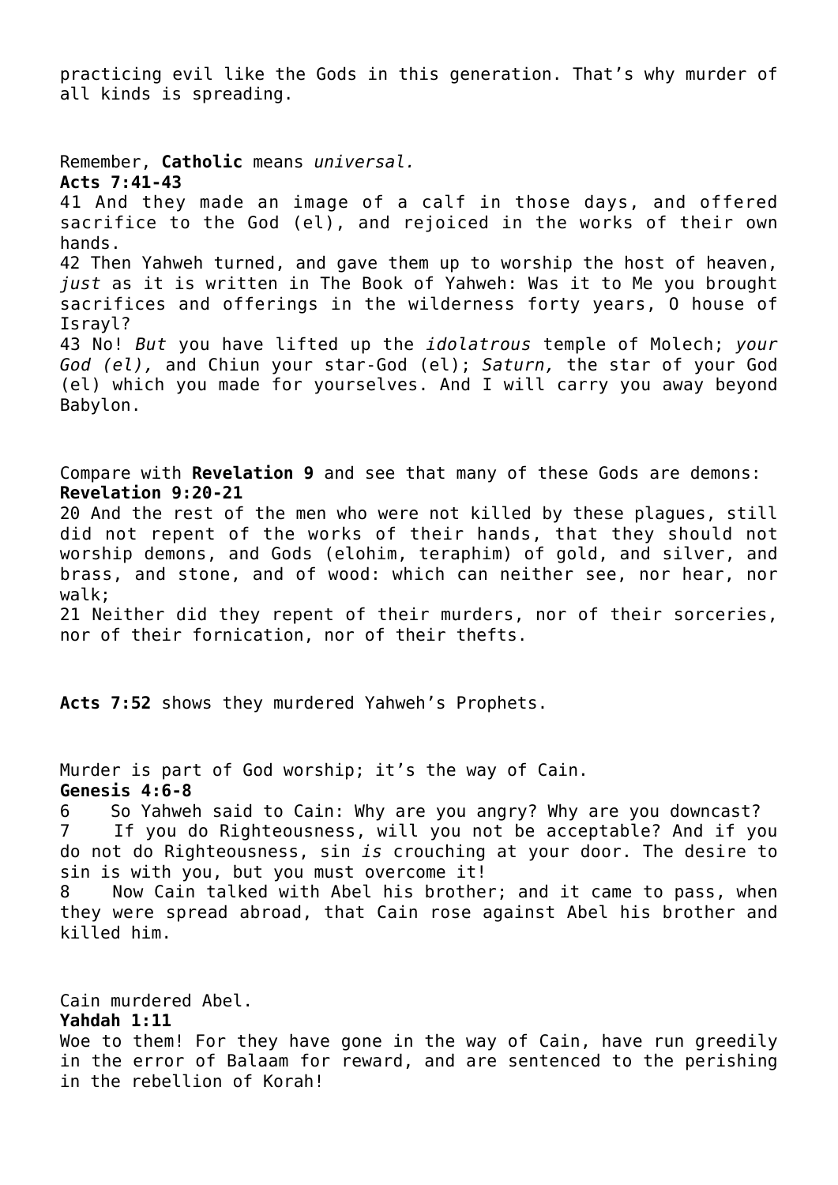practicing evil like the Gods in this generation. That's why murder of all kinds is spreading.

Remember, **Catholic** means *universal.*

**Acts 7:41-43**

41 And they made an image of a calf in those days, and offered sacrifice to the God (el), and rejoiced in the works of their own hands.

42 Then Yahweh turned, and gave them up to worship the host of heaven, *just* as it is written in The Book of Yahweh: Was it to Me you brought sacrifices and offerings in the wilderness forty years, O house of Israyl?

43 No! *But* you have lifted up the *idolatrous* temple of Molech; *your God (el),* and Chiun your star-God (el); *Saturn,* the star of your God (el) which you made for yourselves. And I will carry you away beyond Babylon.

Compare with **Revelation 9** and see that many of these Gods are demons:

**Revelation 9:20-21**

20 And the rest of the men who were not killed by these plagues, still did not repent of the works of their hands, that they should not worship demons, and Gods (elohim, teraphim) of gold, and silver, and brass, and stone, and of wood: which can neither see, nor hear, nor walk;

21 Neither did they repent of their murders, nor of their sorceries, nor of their fornication, nor of their thefts.

**Acts 7:52** shows they murdered Yahweh's Prophets.

Murder is part of God worship; it's the way of Cain.

**Genesis 4:6-8**

6 So Yahweh said to Cain: Why are you angry? Why are you downcast?

7 If you do Righteousness, will you not be acceptable? And if you do not do Righteousness, sin *is* crouching at your door. The desire to sin is with you, but you must overcome it!

8 Now Cain talked with Abel his brother; and it came to pass, when they were spread abroad, that Cain rose against Abel his brother and killed him.

Cain murdered Abel.

**Yahdah 1:11**

Woe to them! For they have gone in the way of Cain, have run greedily in the error of Balaam for reward, and are sentenced to the perishing in the rebellion of Korah!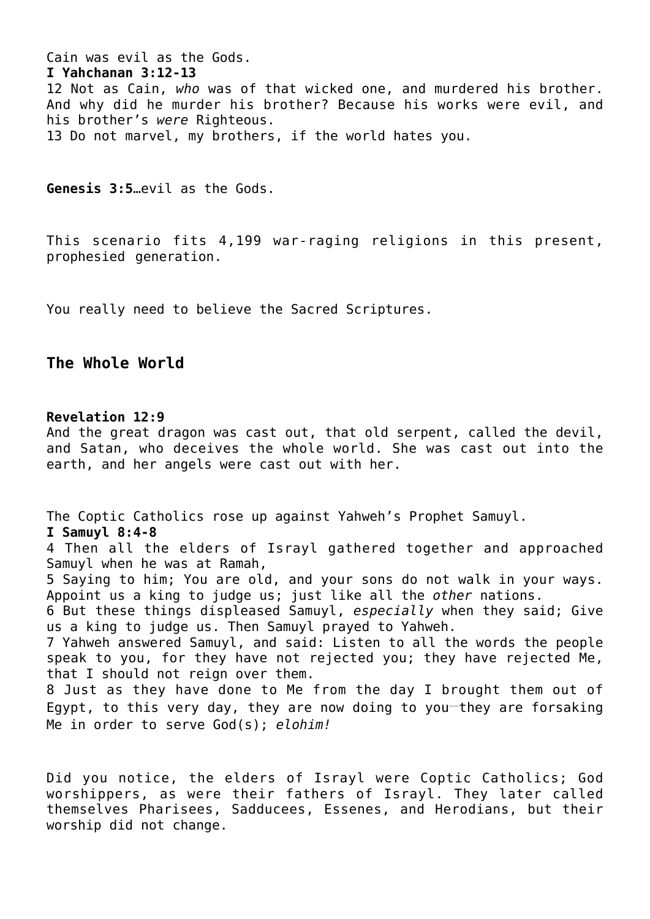Cain was evil as the Gods.

**I Yahchanan 3:12-13**

12 Not as Cain, *who* was of that wicked one, and murdered his brother. And why did he murder his brother? Because his works were evil, and his brother's *were* Righteous.
13 Do not marvel, my brothers, if the world hates you.

**Genesis 3:5**…evil as the Gods.

This scenario fits 4,199 war-raging religions in this present, prophesied generation.

You really need to believe the Sacred Scriptures.

## The Whole World

**Revelation 12:9**

And the great dragon was cast out, that old serpent, called the devil, and Satan, who deceives the whole world. She was cast out into the earth, and her angels were cast out with her.

The Coptic Catholics rose up against Yahweh's Prophet Samuyl.

**I Samuyl 8:4-8**

4 Then all the elders of Israyl gathered together and approached Samuyl when he was at Ramah,
5 Saying to him; You are old, and your sons do not walk in your ways. Appoint us a king to judge us; just like all the *other* nations.
6 But these things displeased Samuyl, *especially* when they said; Give us a king to judge us. Then Samuyl prayed to Yahweh.
7 Yahweh answered Samuyl, and said: Listen to all the words the people speak to you, for they have not rejected you; they have rejected Me, that I should not reign over them.
8 Just as they have done to Me from the day I brought them out of Egypt, to this very day, they are now doing to you—they are forsaking Me in order to serve God(s); *elohim!*

Did you notice, the elders of Israyl were Coptic Catholics; God worshippers, as were their fathers of Israyl. They later called themselves Pharisees, Sadducees, Essenes, and Herodians, but their worship did not change.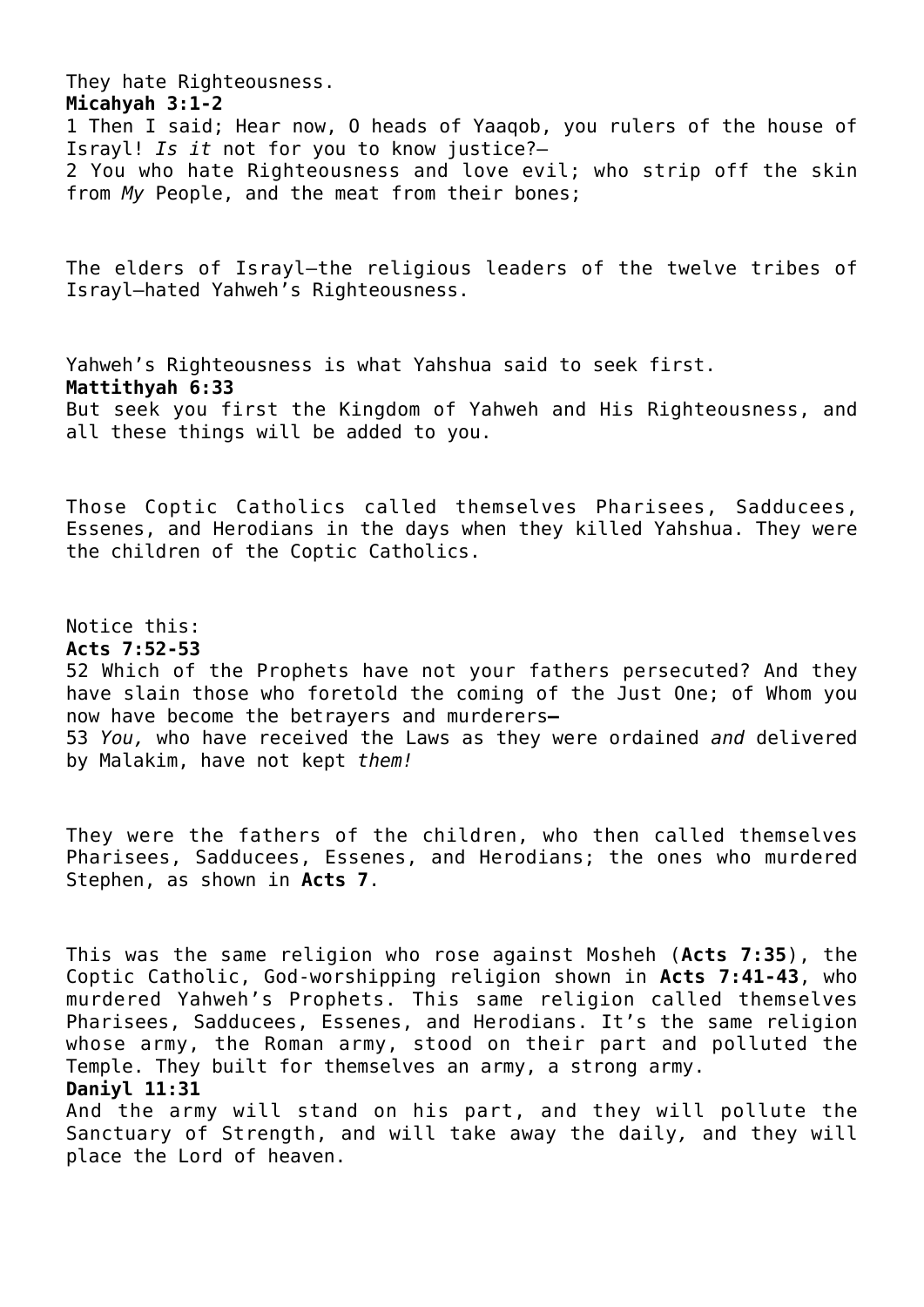They hate Righteousness.
**Micahyah 3:1-2**
1 Then I said; Hear now, O heads of Yaaqob, you rulers of the house of Israyl! *Is it* not for you to know justice?—
2 You who hate Righteousness and love evil; who strip off the skin from *My* People, and the meat from their bones;

The elders of Israyl—the religious leaders of the twelve tribes of Israyl—hated Yahweh's Righteousness.

Yahweh's Righteousness is what Yahshua said to seek first.
**Mattithyah 6:33**
But seek you first the Kingdom of Yahweh and His Righteousness, and all these things will be added to you.

Those Coptic Catholics called themselves Pharisees, Sadducees, Essenes, and Herodians in the days when they killed Yahshua. They were the children of the Coptic Catholics.

Notice this:
**Acts 7:52-53**
52 Which of the Prophets have not your fathers persecuted? And they have slain those who foretold the coming of the Just One; of Whom you now have become the betrayers and murderers—
53 *You,* who have received the Laws as they were ordained *and* delivered by Malakim, have not kept *them!*

They were the fathers of the children, who then called themselves Pharisees, Sadducees, Essenes, and Herodians; the ones who murdered Stephen, as shown in **Acts 7**.

This was the same religion who rose against Mosheh (**Acts 7:35**), the Coptic Catholic, God-worshipping religion shown in **Acts 7:41-43**, who murdered Yahweh's Prophets. This same religion called themselves Pharisees, Sadducees, Essenes, and Herodians. It's the same religion whose army, the Roman army, stood on their part and polluted the Temple. They built for themselves an army, a strong army.
**Daniyl 11:31**
And the army will stand on his part, and they will pollute the Sanctuary of Strength, and will take away the daily, and they will place the Lord of heaven.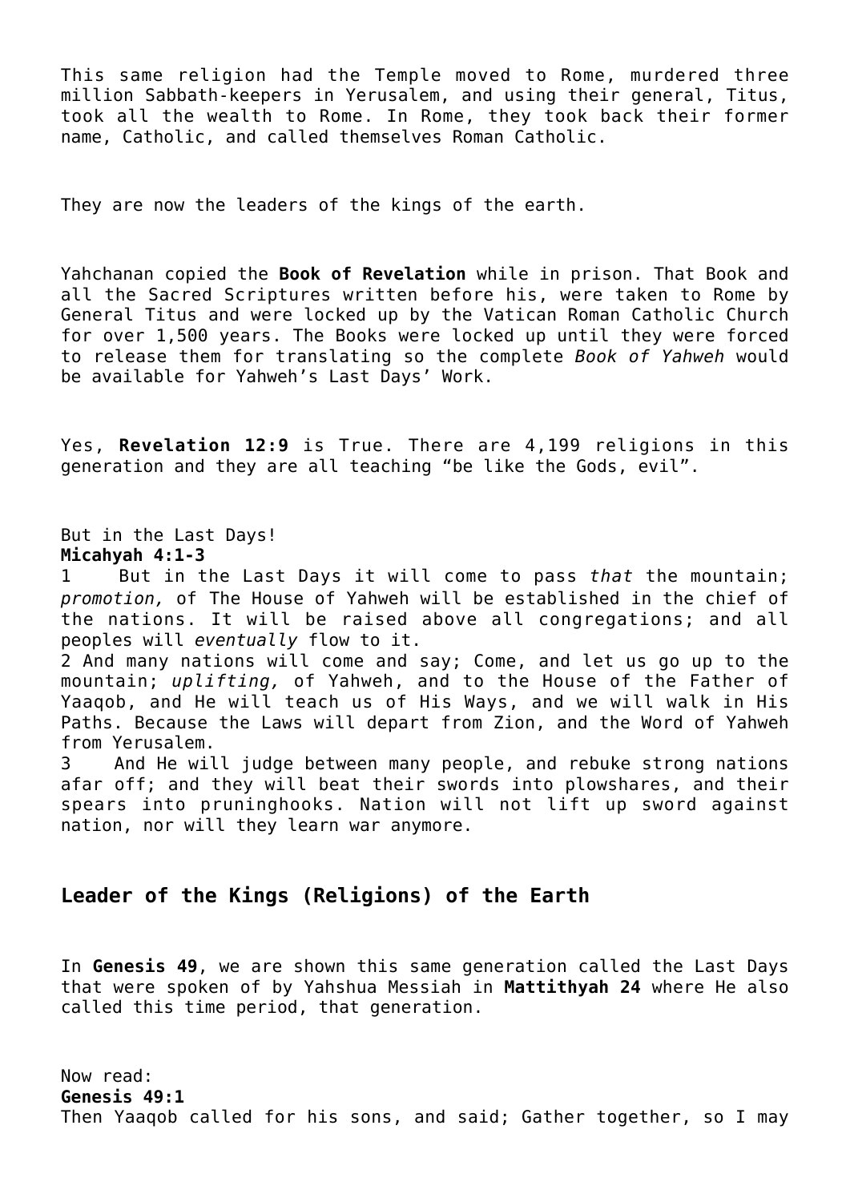This same religion had the Temple moved to Rome, murdered three million Sabbath-keepers in Yerusalem, and using their general, Titus, took all the wealth to Rome. In Rome, they took back their former name, Catholic, and called themselves Roman Catholic.

They are now the leaders of the kings of the earth.

Yahchanan copied the **Book of Revelation** while in prison. That Book and all the Sacred Scriptures written before his, were taken to Rome by General Titus and were locked up by the Vatican Roman Catholic Church for over 1,500 years. The Books were locked up until they were forced to release them for translating so the complete *Book of Yahweh* would be available for Yahweh's Last Days' Work.

Yes, **Revelation 12:9** is True. There are 4,199 religions in this generation and they are all teaching "be like the Gods, evil".

But in the Last Days!
**Micahyah 4:1-3**
1 But in the Last Days it will come to pass *that* the mountain; *promotion,* of The House of Yahweh will be established in the chief of the nations. It will be raised above all congregations; and all peoples will *eventually* flow to it.
2 And many nations will come and say; Come, and let us go up to the mountain; *uplifting,* of Yahweh, and to the House of the Father of Yaaqob, and He will teach us of His Ways, and we will walk in His Paths. Because the Laws will depart from Zion, and the Word of Yahweh from Yerusalem.
3 And He will judge between many people, and rebuke strong nations afar off; and they will beat their swords into plowshares, and their spears into pruninghooks. Nation will not lift up sword against nation, nor will they learn war anymore.

## Leader of the Kings (Religions) of the Earth

In **Genesis 49**, we are shown this same generation called the Last Days that were spoken of by Yahshua Messiah in **Mattithyah 24** where He also called this time period, that generation.

Now read:
**Genesis 49:1**
Then Yaaqob called for his sons, and said; Gather together, so I may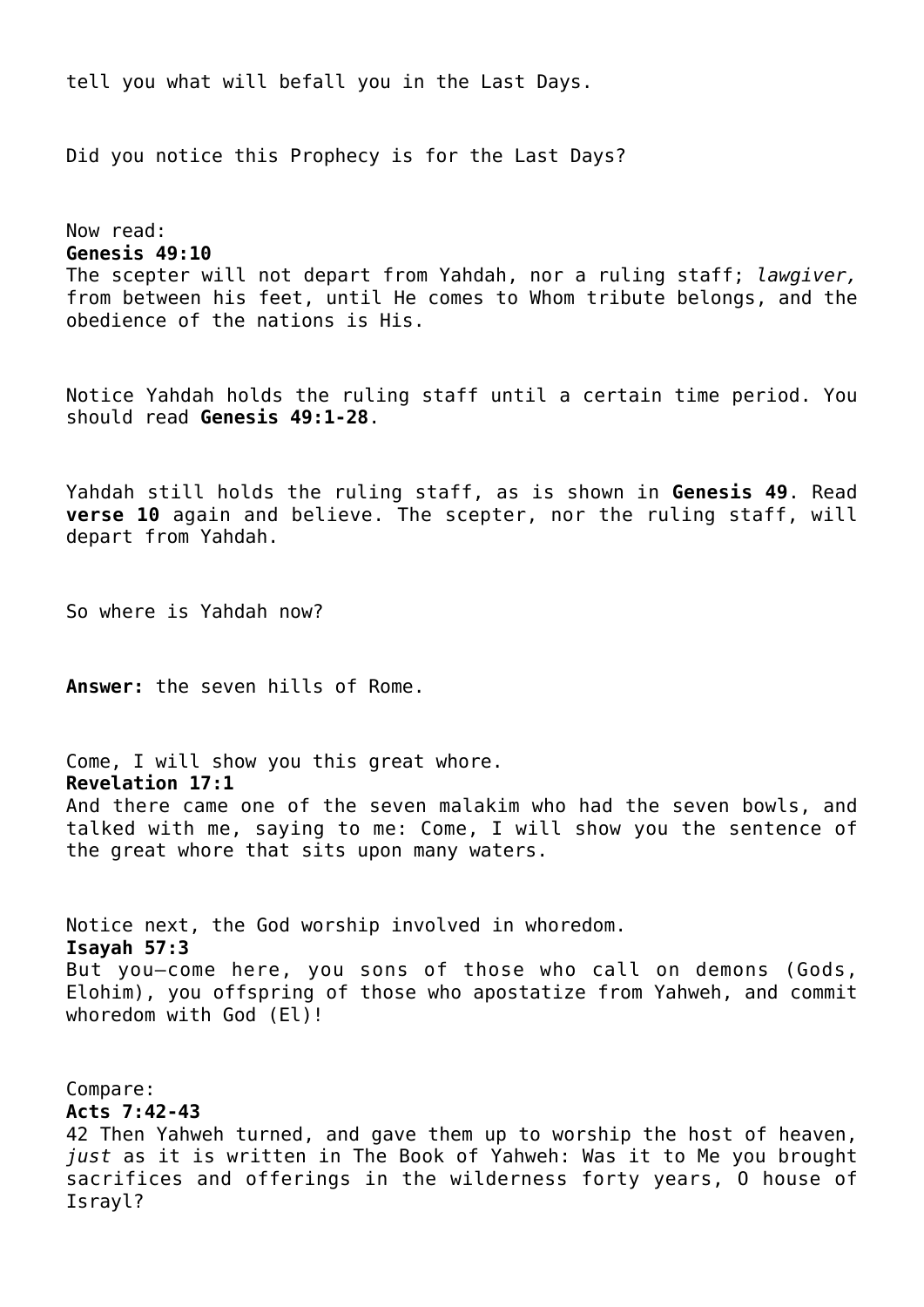tell you what will befall you in the Last Days.

Did you notice this Prophecy is for the Last Days?

Now read:
**Genesis 49:10**
The scepter will not depart from Yahdah, nor a ruling staff; *lawgiver,* from between his feet, until He comes to Whom tribute belongs, and the obedience of the nations is His.

Notice Yahdah holds the ruling staff until a certain time period. You should read **Genesis 49:1-28**.

Yahdah still holds the ruling staff, as is shown in **Genesis 49**. Read **verse 10** again and believe. The scepter, nor the ruling staff, will depart from Yahdah.

So where is Yahdah now?

**Answer:** the seven hills of Rome.

Come, I will show you this great whore.
**Revelation 17:1**
And there came one of the seven malakim who had the seven bowls, and talked with me, saying to me: Come, I will show you the sentence of the great whore that sits upon many waters.

Notice next, the God worship involved in whoredom.
**Isayah 57:3**
But you—come here, you sons of those who call on demons (Gods, Elohim), you offspring of those who apostatize from Yahweh, and commit whoredom with God (El)!

Compare:
**Acts 7:42-43**
42 Then Yahweh turned, and gave them up to worship the host of heaven, *just* as it is written in The Book of Yahweh: Was it to Me you brought sacrifices and offerings in the wilderness forty years, O house of Israyl?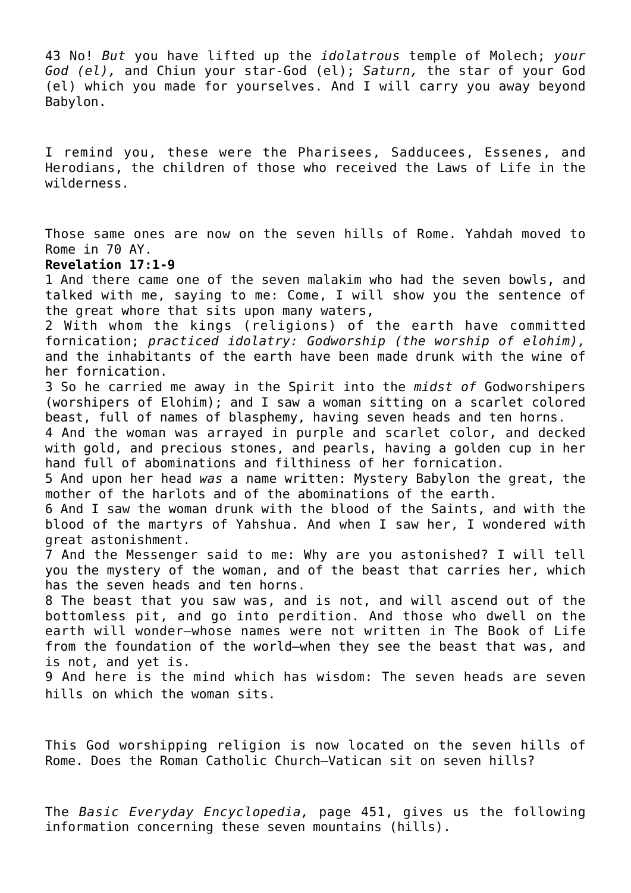43 No! *But* you have lifted up the *idolatrous* temple of Molech; *your God (el),* and Chiun your star-God (el); *Saturn,* the star of your God (el) which you made for yourselves. And I will carry you away beyond Babylon.

I remind you, these were the Pharisees, Sadducees, Essenes, and Herodians, the children of those who received the Laws of Life in the wilderness.

Those same ones are now on the seven hills of Rome. Yahdah moved to Rome in 70 AY.

**Revelation 17:1-9**

1 And there came one of the seven malakim who had the seven bowls, and talked with me, saying to me: Come, I will show you the sentence of the great whore that sits upon many waters,

2 With whom the kings (religions) of the earth have committed fornication; *practiced idolatry: Godworship (the worship of elohim),* and the inhabitants of the earth have been made drunk with the wine of her fornication.

3 So he carried me away in the Spirit into the *midst of* Godworshipers (worshipers of Elohim); and I saw a woman sitting on a scarlet colored beast, full of names of blasphemy, having seven heads and ten horns.

4 And the woman was arrayed in purple and scarlet color, and decked with gold, and precious stones, and pearls, having a golden cup in her hand full of abominations and filthiness of her fornication.

5 And upon her head *was* a name written: Mystery Babylon the great, the mother of the harlots and of the abominations of the earth.

6 And I saw the woman drunk with the blood of the Saints, and with the blood of the martyrs of Yahshua. And when I saw her, I wondered with great astonishment.

7 And the Messenger said to me: Why are you astonished? I will tell you the mystery of the woman, and of the beast that carries her, which has the seven heads and ten horns.

8 The beast that you saw was, and is not, and will ascend out of the bottomless pit, and go into perdition. And those who dwell on the earth will wonder—whose names were not written in The Book of Life from the foundation of the world—when they see the beast that was, and is not, and yet is.

9 And here is the mind which has wisdom: The seven heads are seven hills on which the woman sits.

This God worshipping religion is now located on the seven hills of Rome. Does the Roman Catholic Church—Vatican sit on seven hills?

The *Basic Everyday Encyclopedia,* page 451, gives us the following information concerning these seven mountains (hills).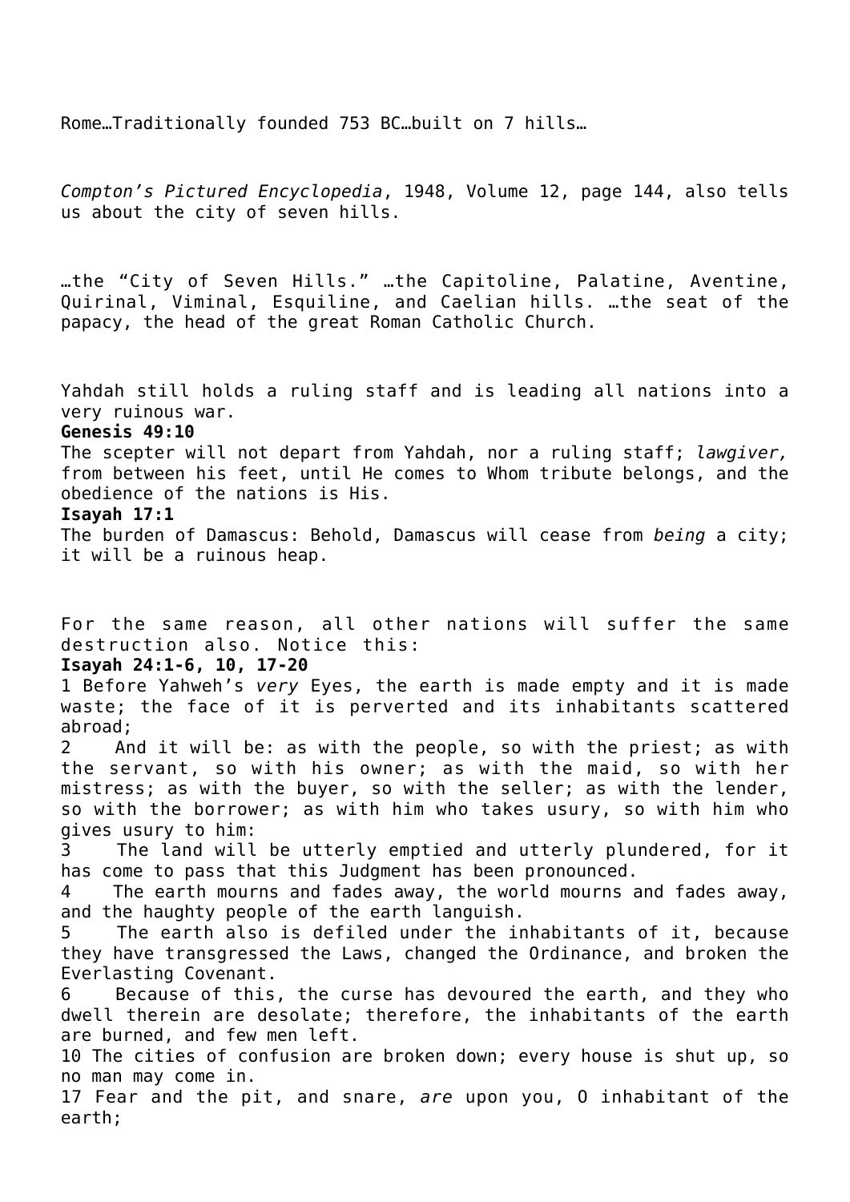Rome…Traditionally founded 753 BC…built on 7 hills…

*Compton's Pictured Encyclopedia*, 1948, Volume 12, page 144, also tells us about the city of seven hills.

…the "City of Seven Hills." …the Capitoline, Palatine, Aventine, Quirinal, Viminal, Esquiline, and Caelian hills. …the seat of the papacy, the head of the great Roman Catholic Church.

Yahdah still holds a ruling staff and is leading all nations into a very ruinous war.

**Genesis 49:10**
The scepter will not depart from Yahdah, nor a ruling staff; *lawgiver,* from between his feet, until He comes to Whom tribute belongs, and the obedience of the nations is His.

**Isayah 17:1**
The burden of Damascus: Behold, Damascus will cease from *being* a city; it will be a ruinous heap.

For the same reason, all other nations will suffer the same destruction also. Notice this:

**Isayah 24:1-6, 10, 17-20**
1 Before Yahweh's *very* Eyes, the earth is made empty and it is made waste; the face of it is perverted and its inhabitants scattered abroad;
2 And it will be: as with the people, so with the priest; as with the servant, so with his owner; as with the maid, so with her mistress; as with the buyer, so with the seller; as with the lender, so with the borrower; as with him who takes usury, so with him who gives usury to him:
3 The land will be utterly emptied and utterly plundered, for it has come to pass that this Judgment has been pronounced.
4 The earth mourns and fades away, the world mourns and fades away, and the haughty people of the earth languish.
5 The earth also is defiled under the inhabitants of it, because they have transgressed the Laws, changed the Ordinance, and broken the Everlasting Covenant.
6 Because of this, the curse has devoured the earth, and they who dwell therein are desolate; therefore, the inhabitants of the earth are burned, and few men left.
10 The cities of confusion are broken down; every house is shut up, so no man may come in.
17 Fear and the pit, and snare, *are* upon you, O inhabitant of the earth;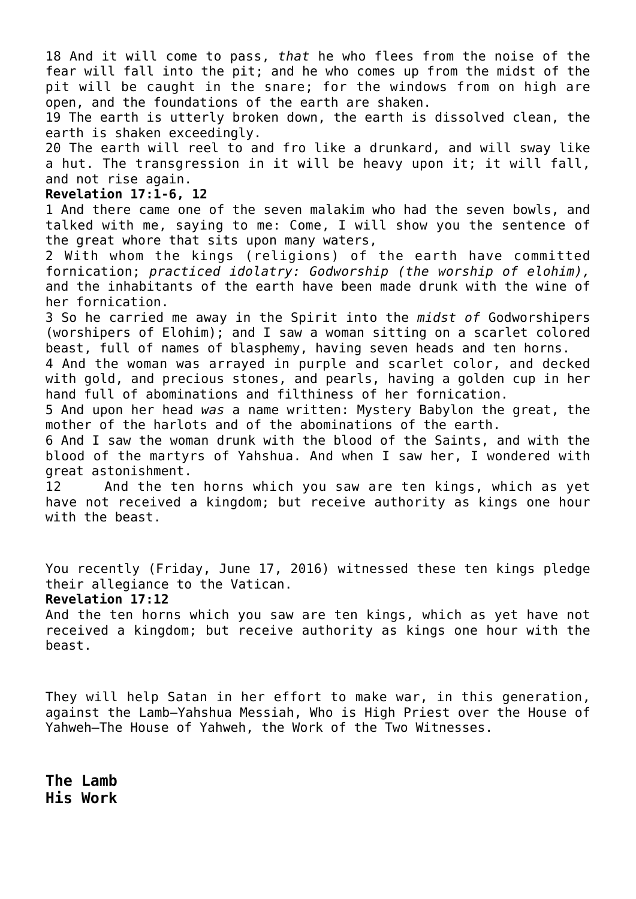18 And it will come to pass, *that* he who flees from the noise of the fear will fall into the pit; and he who comes up from the midst of the pit will be caught in the snare; for the windows from on high are open, and the foundations of the earth are shaken.
19 The earth is utterly broken down, the earth is dissolved clean, the earth is shaken exceedingly.
20 The earth will reel to and fro like a drunkard, and will sway like a hut. The transgression in it will be heavy upon it; it will fall, and not rise again.

**Revelation 17:1-6, 12**

1 And there came one of the seven malakim who had the seven bowls, and talked with me, saying to me: Come, I will show you the sentence of the great whore that sits upon many waters,
2 With whom the kings (religions) of the earth have committed fornication; *practiced idolatry: Godworship (the worship of elohim),* and the inhabitants of the earth have been made drunk with the wine of her fornication.
3 So he carried me away in the Spirit into the *midst of* Godworshipers (worshipers of Elohim); and I saw a woman sitting on a scarlet colored beast, full of names of blasphemy, having seven heads and ten horns.
4 And the woman was arrayed in purple and scarlet color, and decked with gold, and precious stones, and pearls, having a golden cup in her hand full of abominations and filthiness of her fornication.
5 And upon her head *was* a name written: Mystery Babylon the great, the mother of the harlots and of the abominations of the earth.
6 And I saw the woman drunk with the blood of the Saints, and with the blood of the martyrs of Yahshua. And when I saw her, I wondered with great astonishment.
12 And the ten horns which you saw are ten kings, which as yet have not received a kingdom; but receive authority as kings one hour with the beast.

You recently (Friday, June 17, 2016) witnessed these ten kings pledge their allegiance to the Vatican.

**Revelation 17:12**

And the ten horns which you saw are ten kings, which as yet have not received a kingdom; but receive authority as kings one hour with the beast.

They will help Satan in her effort to make war, in this generation, against the Lamb—Yahshua Messiah, Who is High Priest over the House of Yahweh—The House of Yahweh, the Work of the Two Witnesses.

**The Lamb**
**His Work**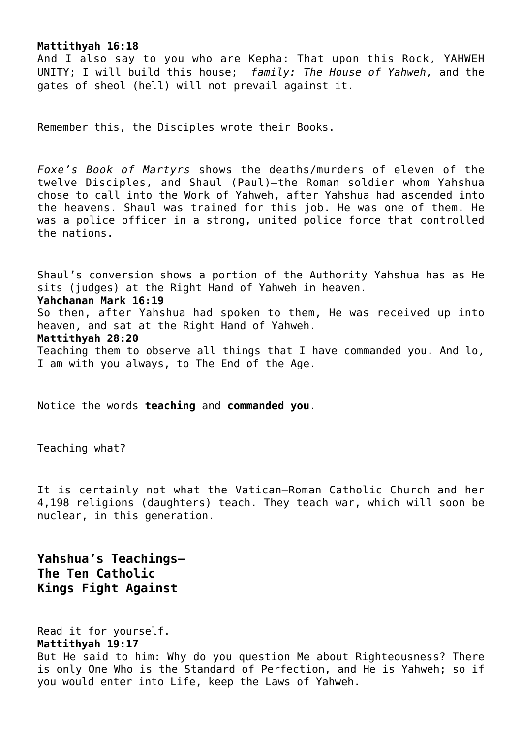**Mattithyah 16:18**
And I also say to you who are Kepha: That upon this Rock, YAHWEH UNITY; I will build this house; *family: The House of Yahweh,* and the gates of sheol (hell) will not prevail against it.

Remember this, the Disciples wrote their Books.

*Foxe's Book of Martyrs* shows the deaths/murders of eleven of the twelve Disciples, and Shaul (Paul)—the Roman soldier whom Yahshua chose to call into the Work of Yahweh, after Yahshua had ascended into the heavens. Shaul was trained for this job. He was one of them. He was a police officer in a strong, united police force that controlled the nations.

Shaul's conversion shows a portion of the Authority Yahshua has as He sits (judges) at the Right Hand of Yahweh in heaven.

**Yahchanan Mark 16:19**
So then, after Yahshua had spoken to them, He was received up into heaven, and sat at the Right Hand of Yahweh.

**Mattithyah 28:20**
Teaching them to observe all things that I have commanded you. And lo, I am with you always, to The End of the Age.

Notice the words **teaching** and **commanded you**.

Teaching what?

It is certainly not what the Vatican—Roman Catholic Church and her 4,198 religions (daughters) teach. They teach war, which will soon be nuclear, in this generation.

## Yahshua's Teachings—The Ten Catholic Kings Fight Against

Read it for yourself.

**Mattithyah 19:17**
But He said to him: Why do you question Me about Righteousness? There is only One Who is the Standard of Perfection, and He is Yahweh; so if you would enter into Life, keep the Laws of Yahweh.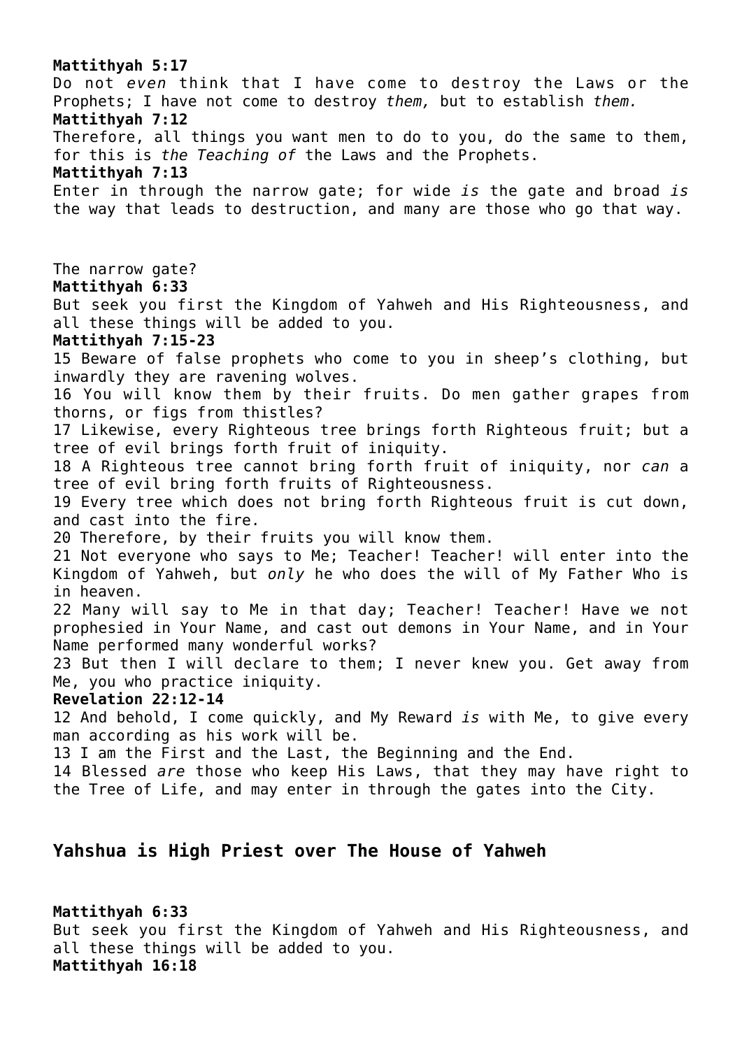**Mattithyah 5:17**
Do not *even* think that I have come to destroy the Laws or the Prophets; I have not come to destroy *them,* but to establish *them.*
**Mattithyah 7:12**
Therefore, all things you want men to do to you, do the same to them, for this is *the Teaching of* the Laws and the Prophets.
**Mattithyah 7:13**
Enter in through the narrow gate; for wide *is* the gate and broad *is* the way that leads to destruction, and many are those who go that way.

The narrow gate?
**Mattithyah 6:33**
But seek you first the Kingdom of Yahweh and His Righteousness, and all these things will be added to you.
**Mattithyah 7:15-23**
15 Beware of false prophets who come to you in sheep's clothing, but inwardly they are ravening wolves.
16 You will know them by their fruits. Do men gather grapes from thorns, or figs from thistles?
17 Likewise, every Righteous tree brings forth Righteous fruit; but a tree of evil brings forth fruit of iniquity.
18 A Righteous tree cannot bring forth fruit of iniquity, nor *can* a tree of evil bring forth fruits of Righteousness.
19 Every tree which does not bring forth Righteous fruit is cut down, and cast into the fire.
20 Therefore, by their fruits you will know them.
21 Not everyone who says to Me; Teacher! Teacher! will enter into the Kingdom of Yahweh, but *only* he who does the will of My Father Who is in heaven.
22 Many will say to Me in that day; Teacher! Teacher! Have we not prophesied in Your Name, and cast out demons in Your Name, and in Your Name performed many wonderful works?
23 But then I will declare to them; I never knew you. Get away from Me, you who practice iniquity.
**Revelation 22:12-14**
12 And behold, I come quickly, and My Reward *is* with Me, to give every man according as his work will be.
13 I am the First and the Last, the Beginning and the End.
14 Blessed *are* those who keep His Laws, that they may have right to the Tree of Life, and may enter in through the gates into the City.

## Yahshua is High Priest over The House of Yahweh

**Mattithyah 6:33**
But seek you first the Kingdom of Yahweh and His Righteousness, and all these things will be added to you.
**Mattithyah 16:18**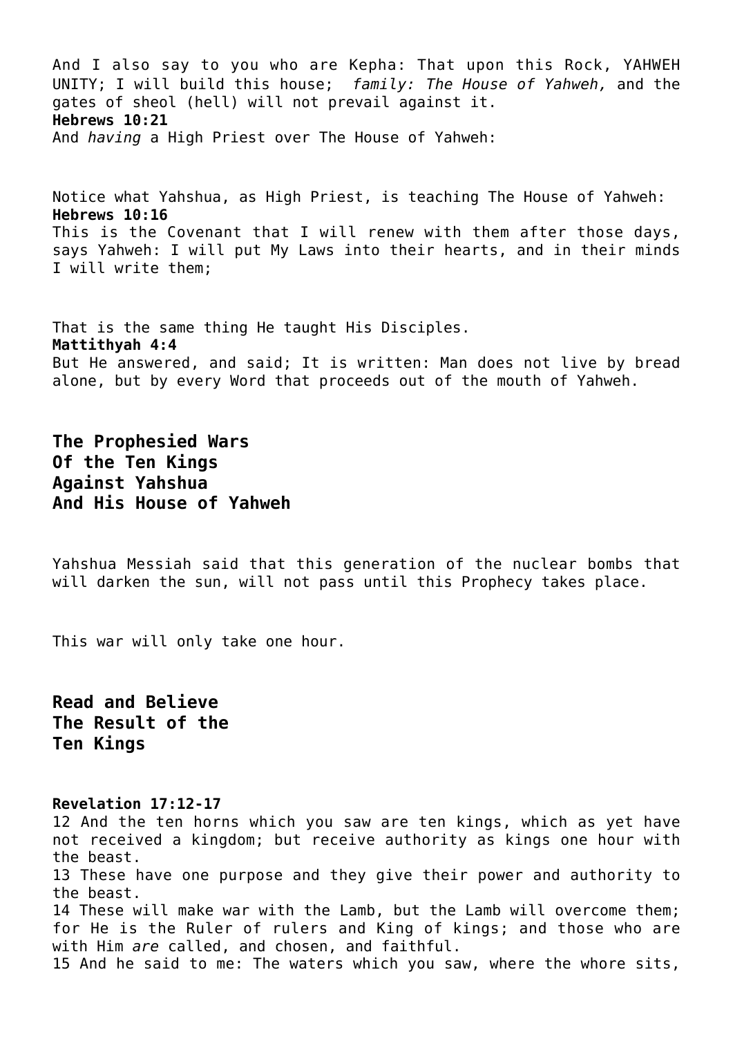And I also say to you who are Kepha: That upon this Rock, YAHWEH UNITY; I will build this house; *family: The House of Yahweh,* and the gates of sheol (hell) will not prevail against it.

**Hebrews 10:21**
And *having* a High Priest over The House of Yahweh:

Notice what Yahshua, as High Priest, is teaching The House of Yahweh:

**Hebrews 10:16**
This is the Covenant that I will renew with them after those days, says Yahweh: I will put My Laws into their hearts, and in their minds I will write them;

That is the same thing He taught His Disciples.

**Mattithyah 4:4**
But He answered, and said; It is written: Man does not live by bread alone, but by every Word that proceeds out of the mouth of Yahweh.

## The Prophesied Wars Of the Ten Kings Against Yahshua And His House of Yahweh

Yahshua Messiah said that this generation of the nuclear bombs that will darken the sun, will not pass until this Prophecy takes place.

This war will only take one hour.

## Read and Believe The Result of the Ten Kings

**Revelation 17:12-17**
12 And the ten horns which you saw are ten kings, which as yet have not received a kingdom; but receive authority as kings one hour with the beast.
13 These have one purpose and they give their power and authority to the beast.
14 These will make war with the Lamb, but the Lamb will overcome them; for He is the Ruler of rulers and King of kings; and those who are with Him *are* called, and chosen, and faithful.
15 And he said to me: The waters which you saw, where the whore sits,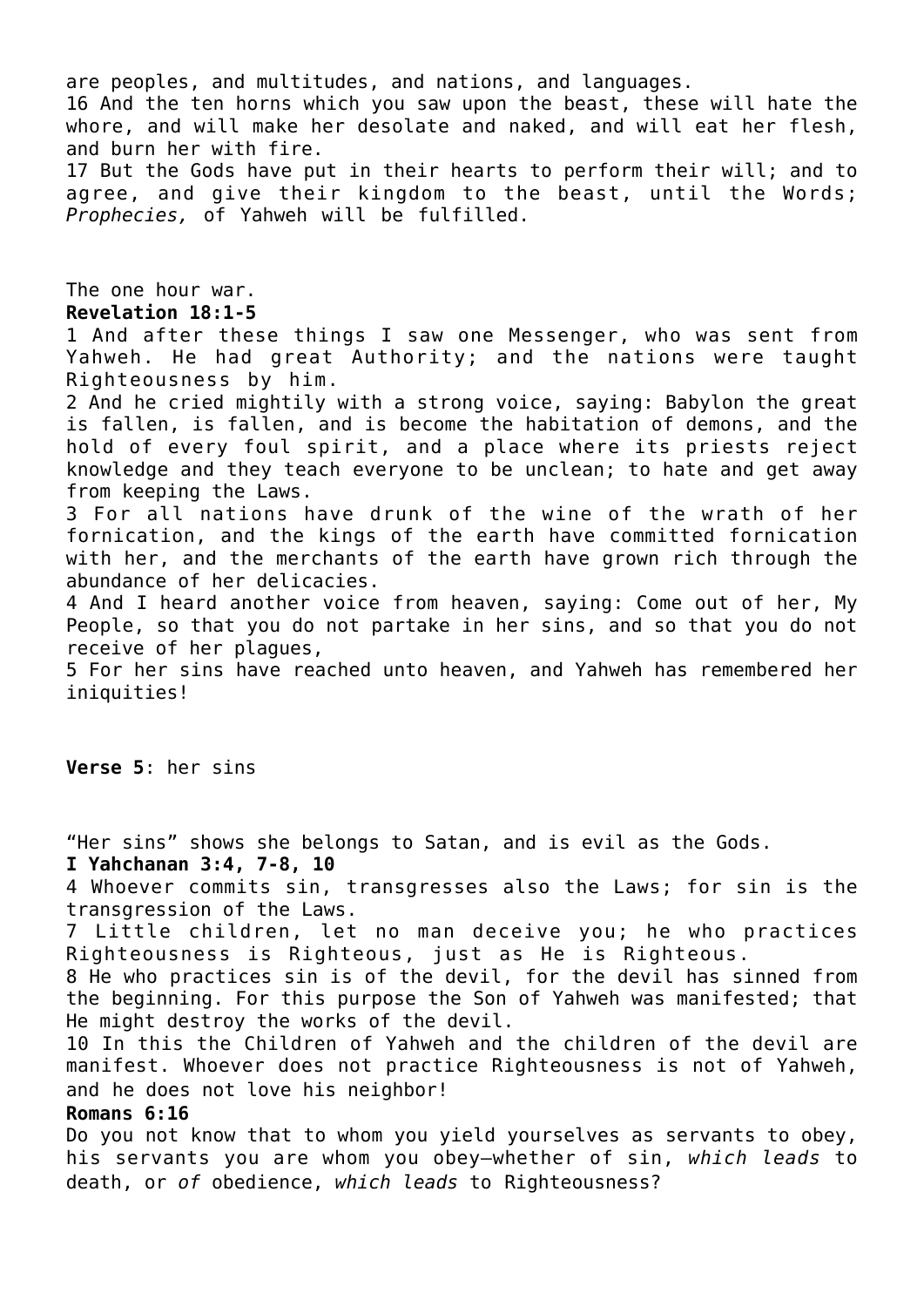are peoples, and multitudes, and nations, and languages.
16 And the ten horns which you saw upon the beast, these will hate the whore, and will make her desolate and naked, and will eat her flesh, and burn her with fire.
17 But the Gods have put in their hearts to perform their will; and to agree, and give their kingdom to the beast, until the Words; *Prophecies,* of Yahweh will be fulfilled.

The one hour war.
**Revelation 18:1-5**
1 And after these things I saw one Messenger, who was sent from Yahweh. He had great Authority; and the nations were taught Righteousness by him.
2 And he cried mightily with a strong voice, saying: Babylon the great is fallen, is fallen, and is become the habitation of demons, and the hold of every foul spirit, and a place where its priests reject knowledge and they teach everyone to be unclean; to hate and get away from keeping the Laws.
3 For all nations have drunk of the wine of the wrath of her fornication, and the kings of the earth have committed fornication with her, and the merchants of the earth have grown rich through the abundance of her delicacies.
4 And I heard another voice from heaven, saying: Come out of her, My People, so that you do not partake in her sins, and so that you do not receive of her plagues,
5 For her sins have reached unto heaven, and Yahweh has remembered her iniquities!

**Verse 5**: her sins

"Her sins" shows she belongs to Satan, and is evil as the Gods.
**I Yahchanan 3:4, 7-8, 10**
4 Whoever commits sin, transgresses also the Laws; for sin is the transgression of the Laws.
7 Little children, let no man deceive you; he who practices Righteousness is Righteous, just as He is Righteous.
8 He who practices sin is of the devil, for the devil has sinned from the beginning. For this purpose the Son of Yahweh was manifested; that He might destroy the works of the devil.
10 In this the Children of Yahweh and the children of the devil are manifest. Whoever does not practice Righteousness is not of Yahweh, and he does not love his neighbor!
**Romans 6:16**
Do you not know that to whom you yield yourselves as servants to obey, his servants you are whom you obey—whether of sin, *which leads* to death, or *of* obedience, *which leads* to Righteousness?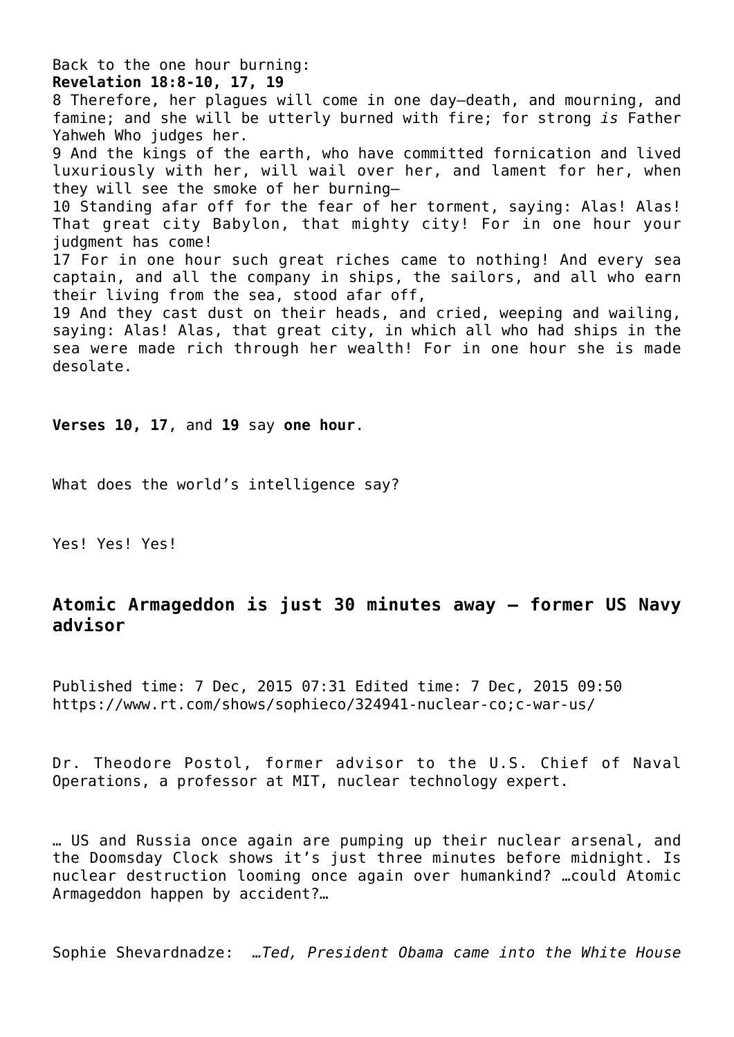Back to the one hour burning:

**Revelation 18:8-10, 17, 19**

8 Therefore, her plagues will come in one day—death, and mourning, and famine; and she will be utterly burned with fire; for strong *is* Father Yahweh Who judges her.

9 And the kings of the earth, who have committed fornication and lived luxuriously with her, will wail over her, and lament for her, when they will see the smoke of her burning—

10 Standing afar off for the fear of her torment, saying: Alas! Alas! That great city Babylon, that mighty city! For in one hour your judgment has come!

17 For in one hour such great riches came to nothing! And every sea captain, and all the company in ships, the sailors, and all who earn their living from the sea, stood afar off,

19 And they cast dust on their heads, and cried, weeping and wailing, saying: Alas! Alas, that great city, in which all who had ships in the sea were made rich through her wealth! For in one hour she is made desolate.

**Verses 10, 17**, and **19** say **one hour**.

What does the world's intelligence say?

Yes! Yes! Yes!

## Atomic Armageddon is just 30 minutes away – former US Navy advisor

Published time: 7 Dec, 2015 07:31 Edited time: 7 Dec, 2015 09:50
https://www.rt.com/shows/sophieco/324941-nuclear-co;c-war-us/

Dr. Theodore Postol, former advisor to the U.S. Chief of Naval Operations, a professor at MIT, nuclear technology expert.

… US and Russia once again are pumping up their nuclear arsenal, and the Doomsday Clock shows it's just three minutes before midnight. Is nuclear destruction looming once again over humankind? …could Atomic Armageddon happen by accident?…

Sophie Shevardnadze: *…Ted, President Obama came into the White House*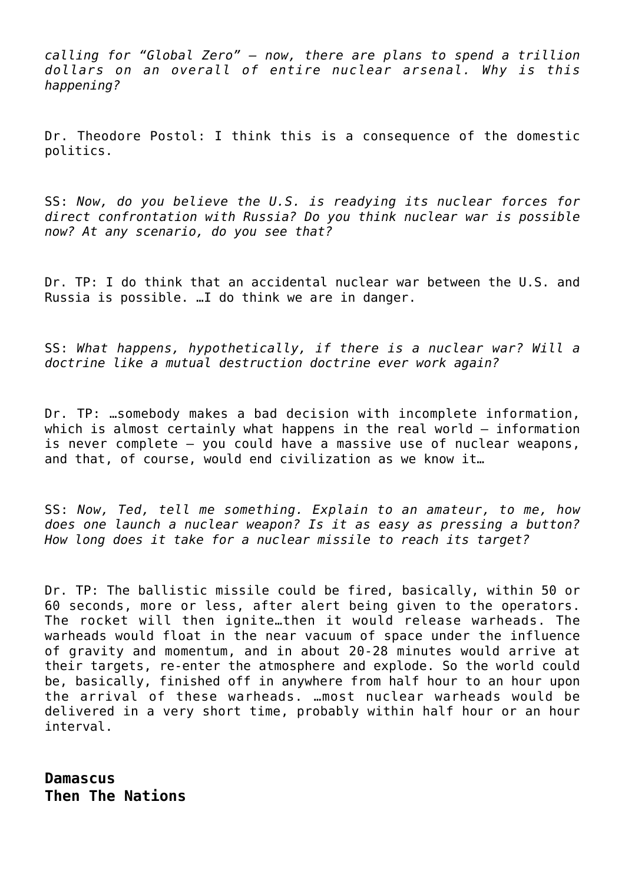*calling for "Global Zero" – now, there are plans to spend a trillion dollars on an overall of entire nuclear arsenal. Why is this happening?*

Dr. Theodore Postol: I think this is a consequence of the domestic politics.

SS: *Now, do you believe the U.S. is readying its nuclear forces for direct confrontation with Russia? Do you think nuclear war is possible now? At any scenario, do you see that?*

Dr. TP: I do think that an accidental nuclear war between the U.S. and Russia is possible. …I do think we are in danger.

SS: *What happens, hypothetically, if there is a nuclear war? Will a doctrine like a mutual destruction doctrine ever work again?*

Dr. TP: …somebody makes a bad decision with incomplete information, which is almost certainly what happens in the real world – information is never complete – you could have a massive use of nuclear weapons, and that, of course, would end civilization as we know it…

SS: *Now, Ted, tell me something. Explain to an amateur, to me, how does one launch a nuclear weapon? Is it as easy as pressing a button? How long does it take for a nuclear missile to reach its target?*

Dr. TP: The ballistic missile could be fired, basically, within 50 or 60 seconds, more or less, after alert being given to the operators. The rocket will then ignite…then it would release warheads. The warheads would float in the near vacuum of space under the influence of gravity and momentum, and in about 20-28 minutes would arrive at their targets, re-enter the atmosphere and explode. So the world could be, basically, finished off in anywhere from half hour to an hour upon the arrival of these warheads. …most nuclear warheads would be delivered in a very short time, probably within half hour or an hour interval.

**Damascus**
**Then The Nations**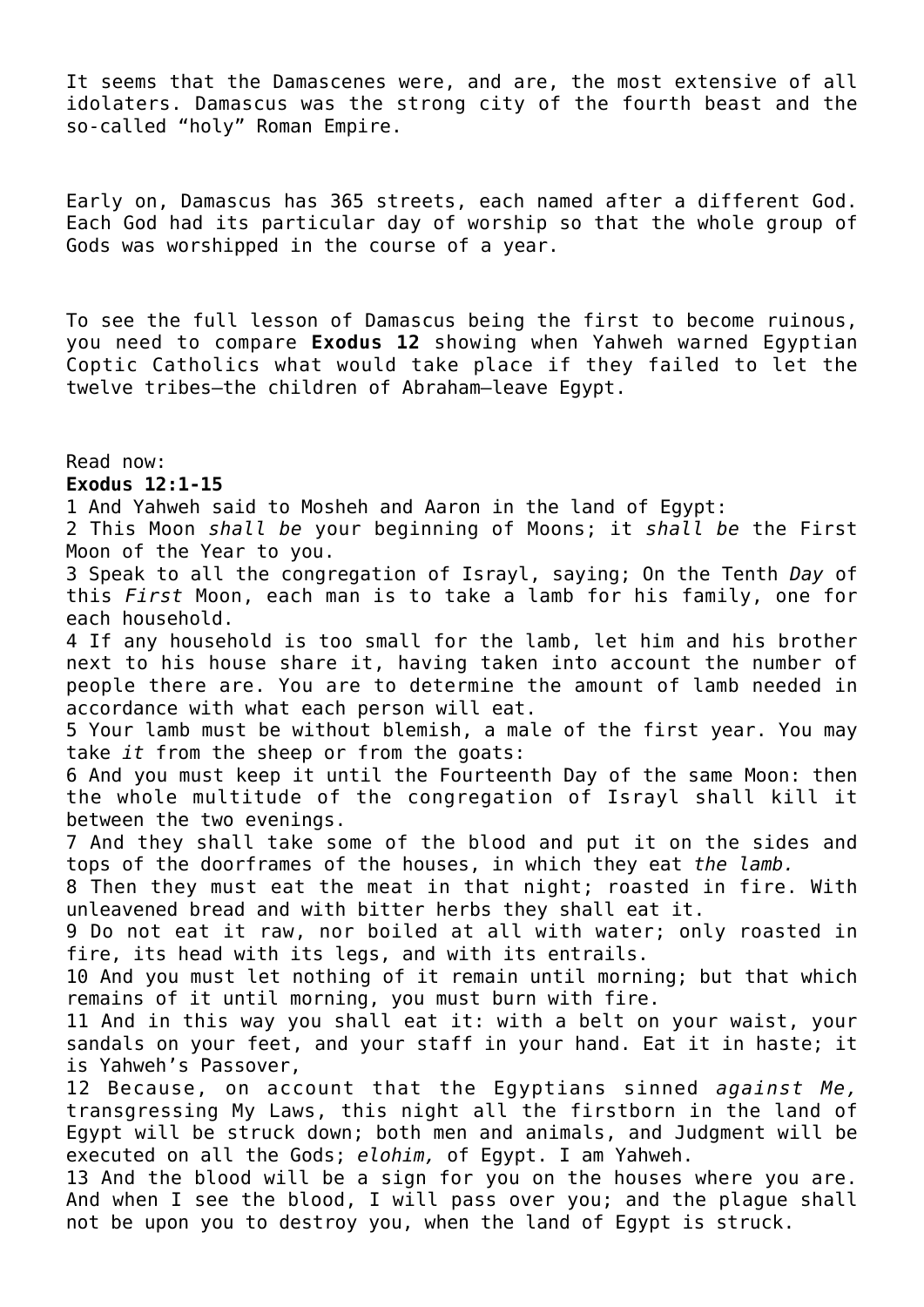It seems that the Damascenes were, and are, the most extensive of all idolaters. Damascus was the strong city of the fourth beast and the so-called "holy" Roman Empire.

Early on, Damascus has 365 streets, each named after a different God. Each God had its particular day of worship so that the whole group of Gods was worshipped in the course of a year.

To see the full lesson of Damascus being the first to become ruinous, you need to compare **Exodus 12** showing when Yahweh warned Egyptian Coptic Catholics what would take place if they failed to let the twelve tribes—the children of Abraham—leave Egypt.

Read now:
**Exodus 12:1-15**
1 And Yahweh said to Mosheh and Aaron in the land of Egypt:
2 This Moon *shall be* your beginning of Moons; it *shall be* the First Moon of the Year to you.
3 Speak to all the congregation of Israyl, saying; On the Tenth *Day* of this *First* Moon, each man is to take a lamb for his family, one for each household.
4 If any household is too small for the lamb, let him and his brother next to his house share it, having taken into account the number of people there are. You are to determine the amount of lamb needed in accordance with what each person will eat.
5 Your lamb must be without blemish, a male of the first year. You may take *it* from the sheep or from the goats:
6 And you must keep it until the Fourteenth Day of the same Moon: then the whole multitude of the congregation of Israyl shall kill it between the two evenings.
7 And they shall take some of the blood and put it on the sides and tops of the doorframes of the houses, in which they eat *the lamb.*
8 Then they must eat the meat in that night; roasted in fire. With unleavened bread and with bitter herbs they shall eat it.
9 Do not eat it raw, nor boiled at all with water; only roasted in fire, its head with its legs, and with its entrails.
10 And you must let nothing of it remain until morning; but that which remains of it until morning, you must burn with fire.
11 And in this way you shall eat it: with a belt on your waist, your sandals on your feet, and your staff in your hand. Eat it in haste; it is Yahweh's Passover,
12 Because, on account that the Egyptians sinned *against Me,* transgressing My Laws, this night all the firstborn in the land of Egypt will be struck down; both men and animals, and Judgment will be executed on all the Gods; *elohim,* of Egypt. I am Yahweh.
13 And the blood will be a sign for you on the houses where you are. And when I see the blood, I will pass over you; and the plague shall not be upon you to destroy you, when the land of Egypt is struck.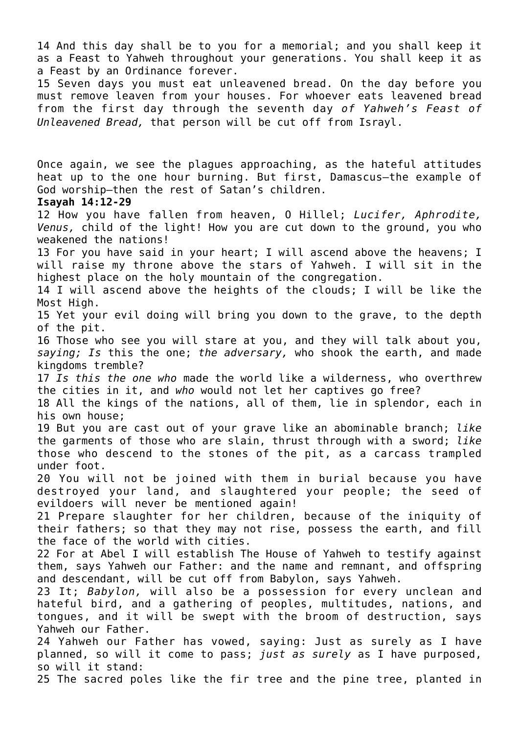14 And this day shall be to you for a memorial; and you shall keep it as a Feast to Yahweh throughout your generations. You shall keep it as a Feast by an Ordinance forever.

15 Seven days you must eat unleavened bread. On the day before you must remove leaven from your houses. For whoever eats leavened bread from the first day through the seventh day *of Yahweh's Feast of Unleavened Bread,* that person will be cut off from Israyl.

Once again, we see the plagues approaching, as the hateful attitudes heat up to the one hour burning. But first, Damascus—the example of God worship—then the rest of Satan's children.

**Isayah 14:12-29**

12 How you have fallen from heaven, O Hillel; *Lucifer, Aphrodite, Venus,* child of the light! How you are cut down to the ground, you who weakened the nations!

13 For you have said in your heart; I will ascend above the heavens; I will raise my throne above the stars of Yahweh. I will sit in the highest place on the holy mountain of the congregation.

14 I will ascend above the heights of the clouds; I will be like the Most High.

15 Yet your evil doing will bring you down to the grave, to the depth of the pit.

16 Those who see you will stare at you, and they will talk about you, *saying; Is* this the one; *the adversary,* who shook the earth, and made kingdoms tremble?

17 *Is this the one who* made the world like a wilderness, who overthrew the cities in it, and *who* would not let her captives go free?

18 All the kings of the nations, all of them, lie in splendor, each in his own house;

19 But you are cast out of your grave like an abominable branch; *like* the garments of those who are slain, thrust through with a sword; *like* those who descend to the stones of the pit, as a carcass trampled under foot.

20 You will not be joined with them in burial because you have destroyed your land, and slaughtered your people; the seed of evildoers will never be mentioned again!

21 Prepare slaughter for her children, because of the iniquity of their fathers; so that they may not rise, possess the earth, and fill the face of the world with cities.

22 For at Abel I will establish The House of Yahweh to testify against them, says Yahweh our Father: and the name and remnant, and offspring and descendant, will be cut off from Babylon, says Yahweh.

23 It; *Babylon,* will also be a possession for every unclean and hateful bird, and a gathering of peoples, multitudes, nations, and tongues, and it will be swept with the broom of destruction, says Yahweh our Father.

24 Yahweh our Father has vowed, saying: Just as surely as I have planned, so will it come to pass; *just as surely* as I have purposed, so will it stand:

25 The sacred poles like the fir tree and the pine tree, planted in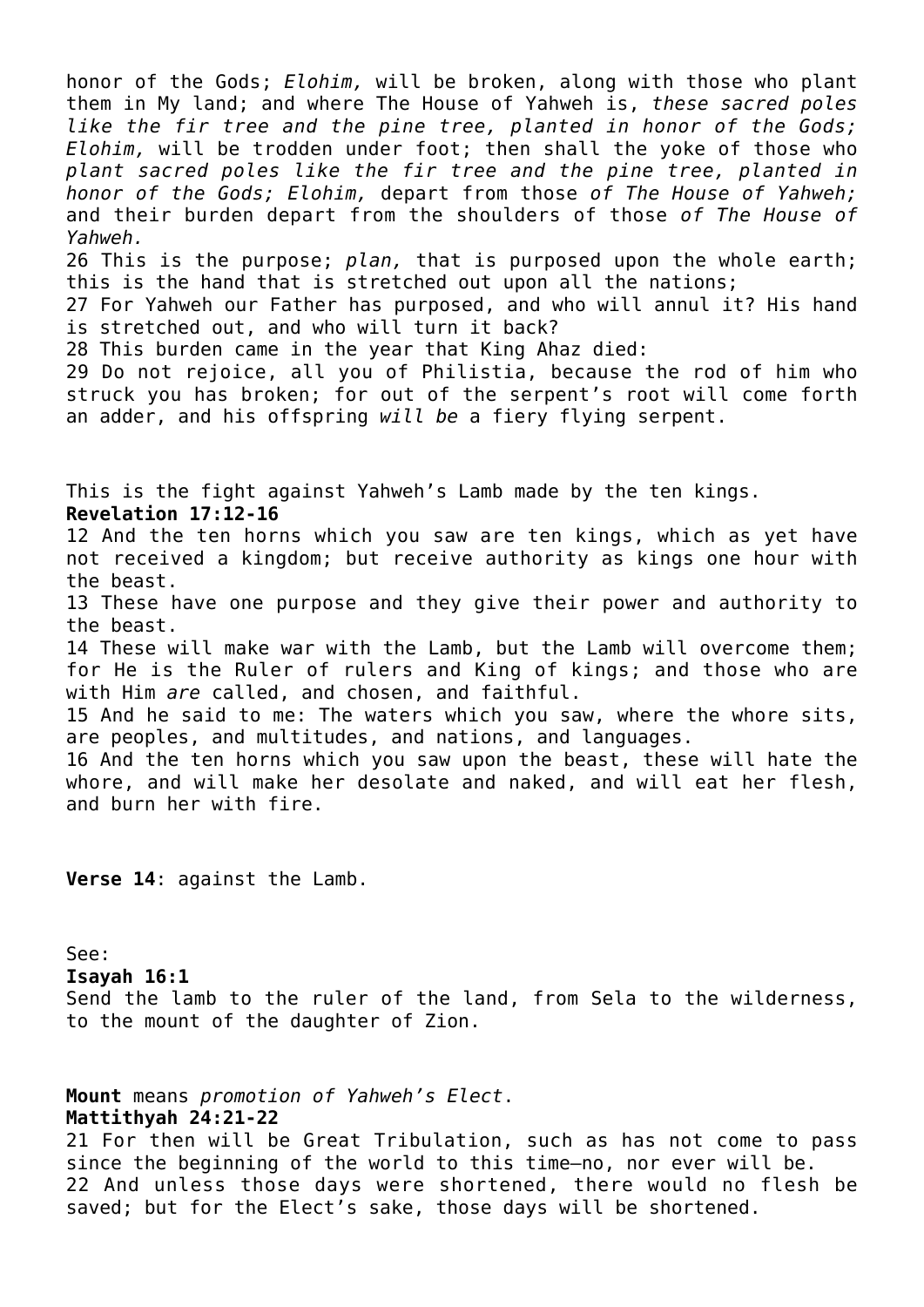honor of the Gods; *Elohim,* will be broken, along with those who plant them in My land; and where The House of Yahweh is, *these sacred poles like the fir tree and the pine tree, planted in honor of the Gods; Elohim,* will be trodden under foot; then shall the yoke of those who *plant sacred poles like the fir tree and the pine tree, planted in honor of the Gods; Elohim,* depart from those *of The House of Yahweh;* and their burden depart from the shoulders of those *of The House of Yahweh.*

26 This is the purpose; *plan,* that is purposed upon the whole earth; this is the hand that is stretched out upon all the nations;

27 For Yahweh our Father has purposed, and who will annul it? His hand is stretched out, and who will turn it back?

28 This burden came in the year that King Ahaz died:

29 Do not rejoice, all you of Philistia, because the rod of him who struck you has broken; for out of the serpent's root will come forth an adder, and his offspring *will be* a fiery flying serpent.

This is the fight against Yahweh's Lamb made by the ten kings.

**Revelation 17:12-16**

12 And the ten horns which you saw are ten kings, which as yet have not received a kingdom; but receive authority as kings one hour with the beast.

13 These have one purpose and they give their power and authority to the beast.

14 These will make war with the Lamb, but the Lamb will overcome them; for He is the Ruler of rulers and King of kings; and those who are with Him *are* called, and chosen, and faithful.

15 And he said to me: The waters which you saw, where the whore sits, are peoples, and multitudes, and nations, and languages.

16 And the ten horns which you saw upon the beast, these will hate the whore, and will make her desolate and naked, and will eat her flesh, and burn her with fire.

**Verse 14**: against the Lamb.

See:

**Isayah 16:1**

Send the lamb to the ruler of the land, from Sela to the wilderness, to the mount of the daughter of Zion.

**Mount** means *promotion of Yahweh's Elect*.

**Mattithyah 24:21-22**

21 For then will be Great Tribulation, such as has not come to pass since the beginning of the world to this time—no, nor ever will be.

22 And unless those days were shortened, there would no flesh be saved; but for the Elect's sake, those days will be shortened.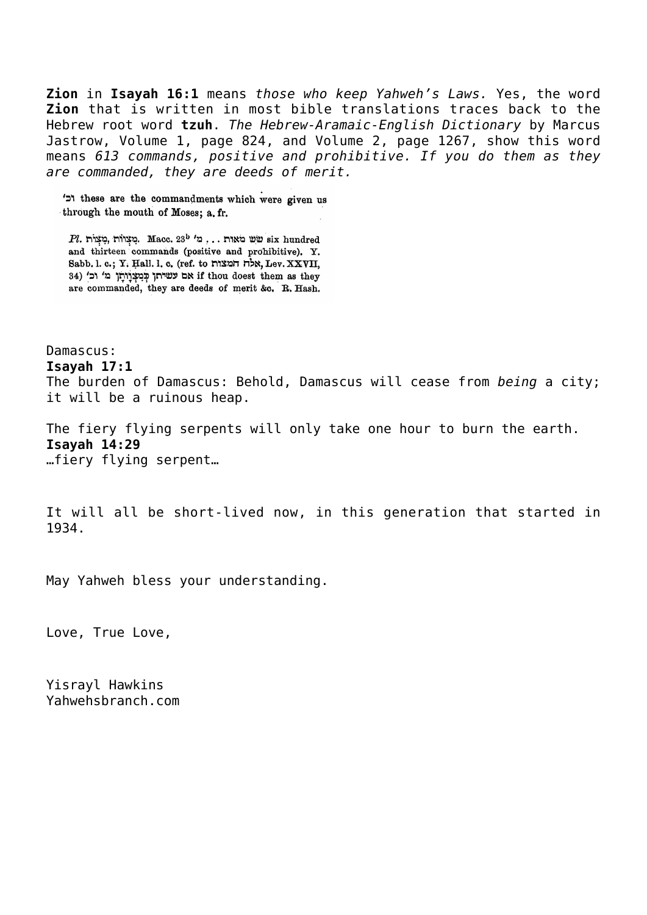**Zion** in **Isayah 16:1** means *those who keep Yahweh's Laws.* Yes, the word **Zion** that is written in most bible translations traces back to the Hebrew root word **tzuh**. *The Hebrew-Aramaic-English Dictionary* by Marcus Jastrow, Volume 1, page 824, and Volume 2, page 1267, show this word means *613 commands, positive and prohibitive. If you do them as they are commanded, they are deeds of merit.*

וכ' these are the commandments which were given us through the mouth of Moses; a. fr.

*Pl.* מִצְוֹת, מִצְוֹת. Macc. 23b שש מאות . . . מ' six hundred and thirteen commands (positive and prohibitive). Y. Sabb. l. c.; Y. Ḥall. l. c. (ref. to אלה המצות, Lev. XXVII, 34) אם עשיתן כְּמִצְוָתָן מ' וכ' if thou doest them as they are commanded, they are deeds of merit &c. R. Hash.

Damascus:
**Isayah 17:1**
The burden of Damascus: Behold, Damascus will cease from *being* a city; it will be a ruinous heap.

The fiery flying serpents will only take one hour to burn the earth.
**Isayah 14:29**
…fiery flying serpent…

It will all be short-lived now, in this generation that started in 1934.

May Yahweh bless your understanding.

Love, True Love,

Yisrayl Hawkins
Yahwehsbranch.com